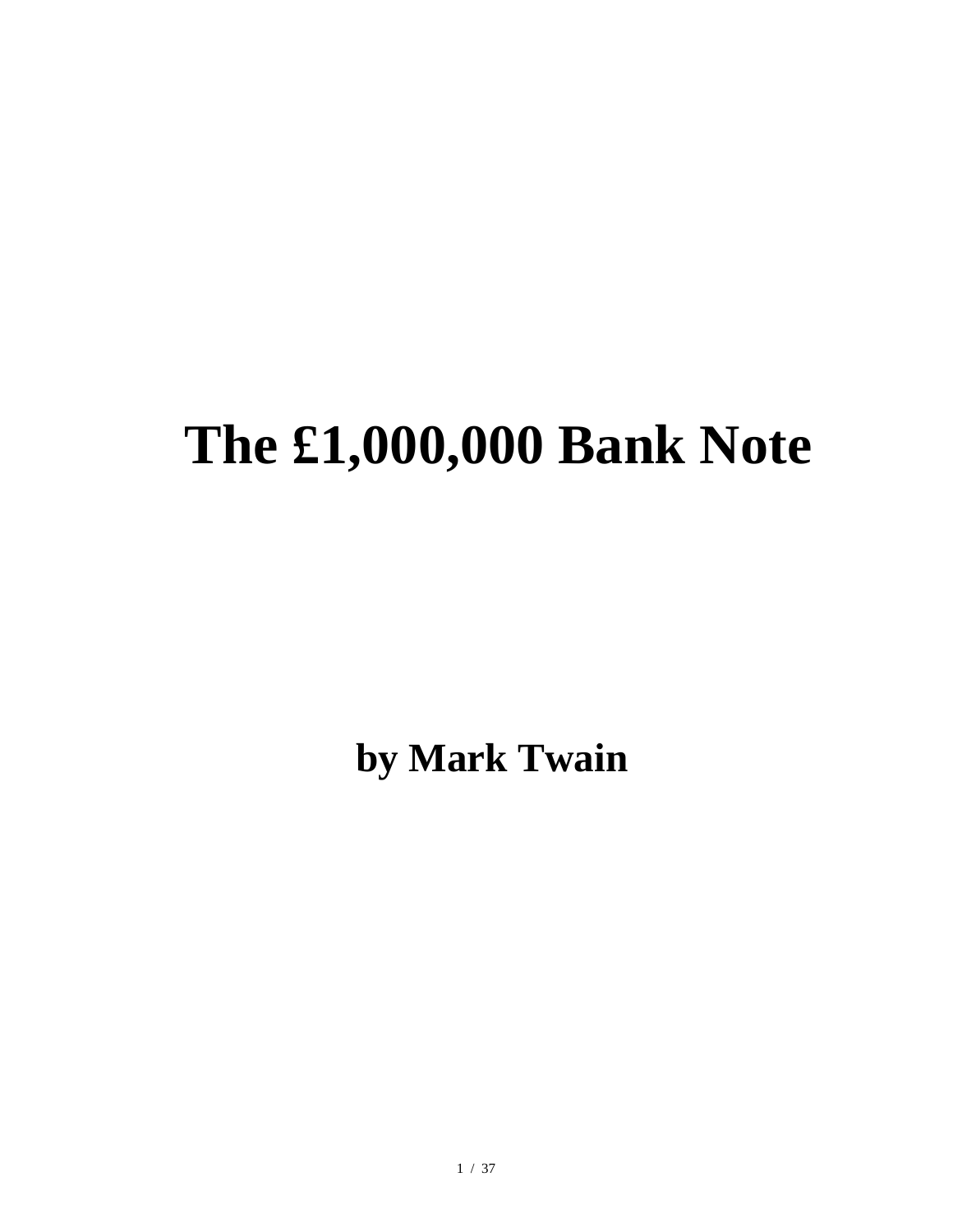# The £1,000,000 Bank Note

**by Mark Twain**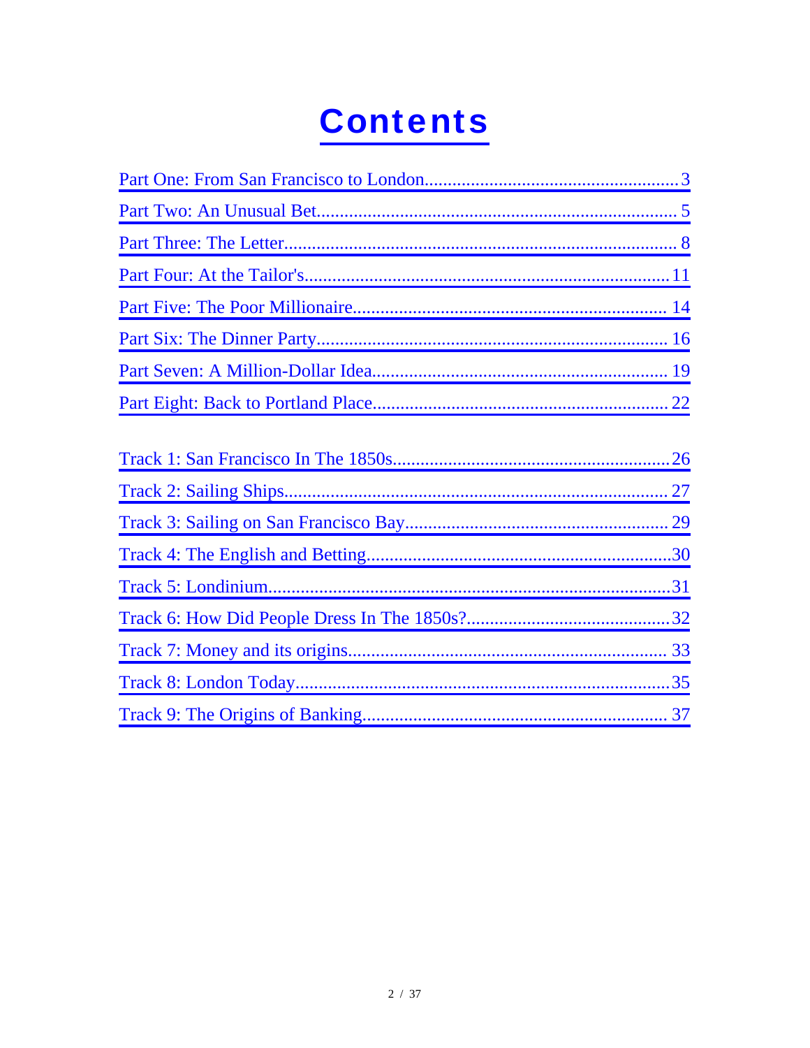# Contents

Part One: From San Francisco to London......3
Part Two: An Unusual Bet......5
Part Three: The Letter......8
Part Four: At the Tailor's......11
Part Five: The Poor Millionaire......14
Part Six: The Dinner Party......16
Part Seven: A Million-Dollar Idea......19
Part Eight: Back to Portland Place......22

Track 1: San Francisco In The 1850s......26
Track 2: Sailing Ships......27
Track 3: Sailing on San Francisco Bay......29
Track 4: The English and Betting......30
Track 5: Londinium......31
Track 6: How Did People Dress In The 1850s?......32
Track 7: Money and its origins......33
Track 8: London Today......35
Track 9: The Origins of Banking......37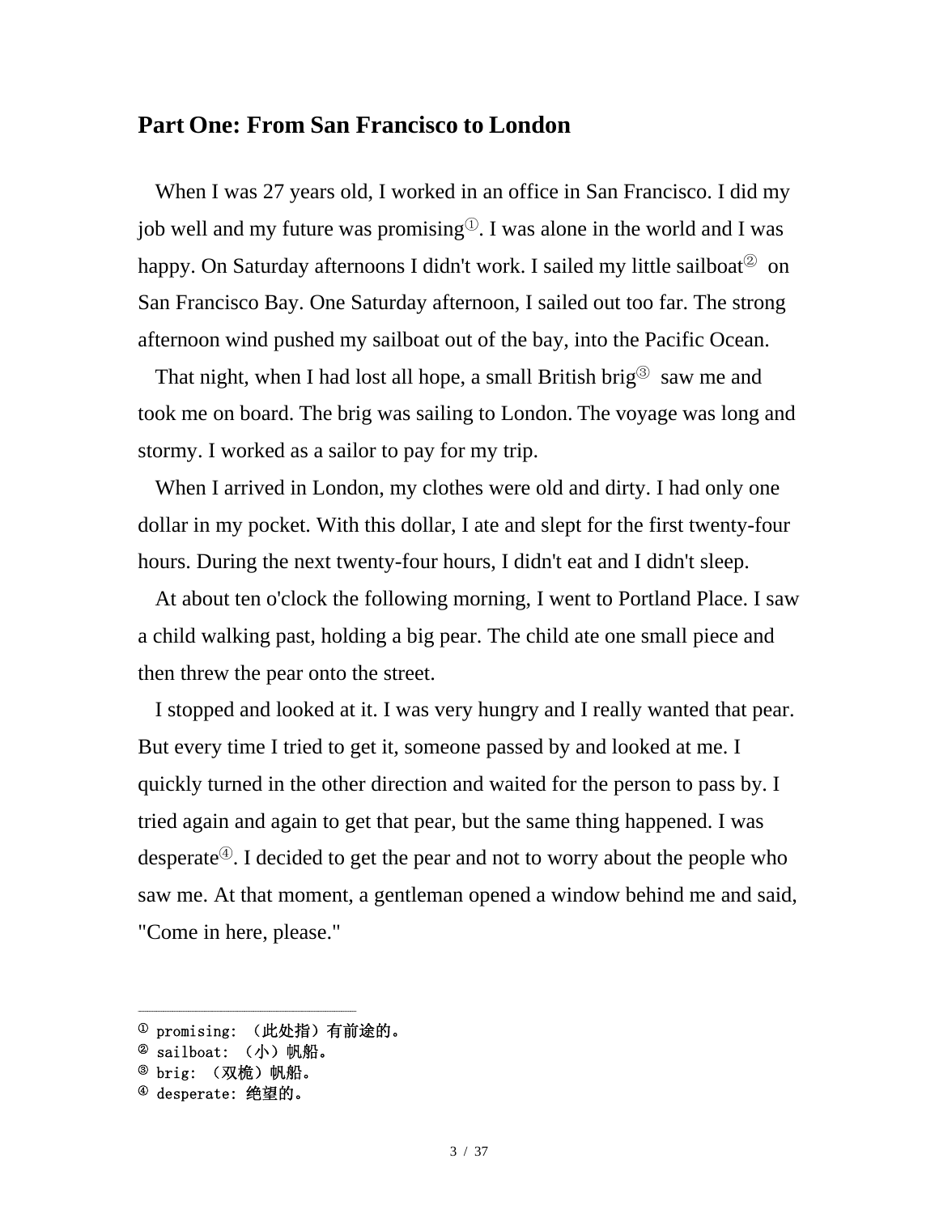## Part One: From San Francisco to London

When I was 27 years old, I worked in an office in San Francisco. I did my job well and my future was promising[1]. I was alone in the world and I was happy. On Saturday afternoons I didn't work. I sailed my little sailboat[2] on San Francisco Bay. One Saturday afternoon, I sailed out too far. The strong afternoon wind pushed my sailboat out of the bay, into the Pacific Ocean.

That night, when I had lost all hope, a small British brig[3] saw me and took me on board. The brig was sailing to London. The voyage was long and stormy. I worked as a sailor to pay for my trip.

When I arrived in London, my clothes were old and dirty. I had only one dollar in my pocket. With this dollar, I ate and slept for the first twenty-four hours. During the next twenty-four hours, I didn't eat and I didn't sleep.

At about ten o'clock the following morning, I went to Portland Place. I saw a child walking past, holding a big pear. The child ate one small piece and then threw the pear onto the street.

I stopped and looked at it. I was very hungry and I really wanted that pear. But every time I tried to get it, someone passed by and looked at me. I quickly turned in the other direction and waited for the person to pass by. I tried again and again to get that pear, but the same thing happened. I was desperate[4]. I decided to get the pear and not to worry about the people who saw me. At that moment, a gentleman opened a window behind me and said, "Come in here, please."

---

[1] promising: （此处指）有前途的。
[2] sailboat: （小）帆船。
[3] brig: （双桅）帆船。
[4] desperate: 绝望的。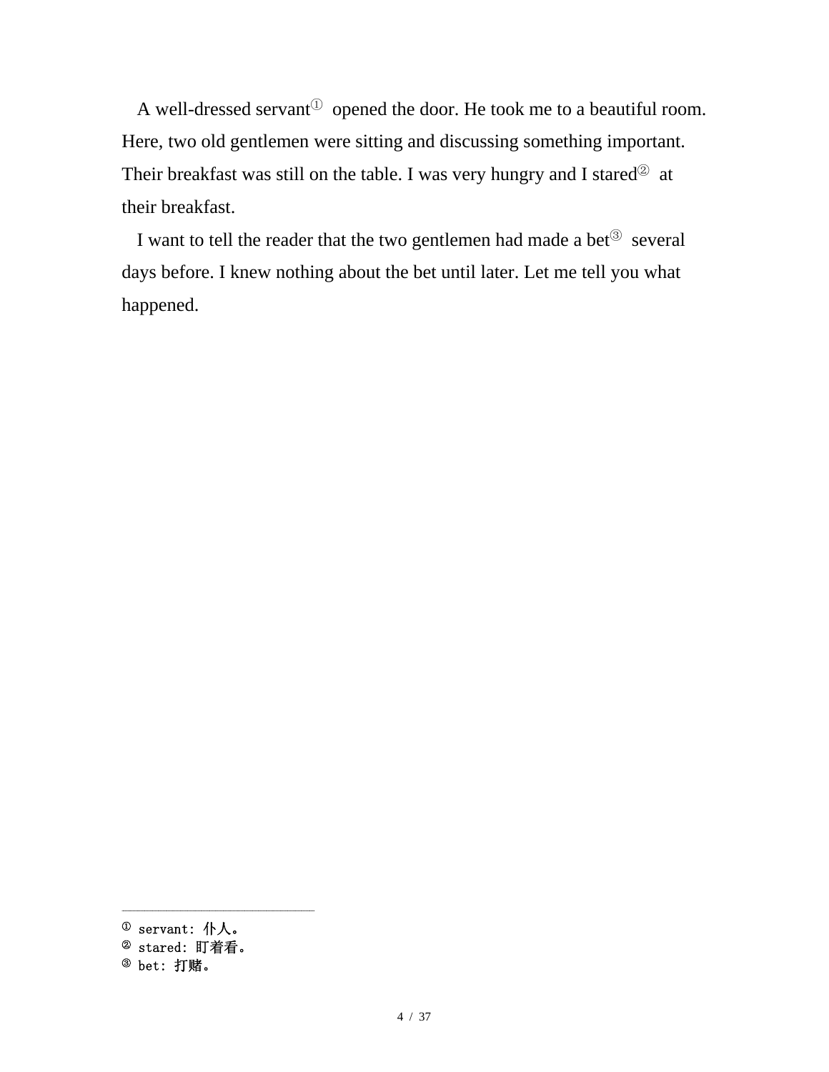A well-dressed servant[1] opened the door. He took me to a beautiful room. Here, two old gentlemen were sitting and discussing something important. Their breakfast was still on the table. I was very hungry and I stared[2] at their breakfast.

I want to tell the reader that the two gentlemen had made a bet[3] several days before. I knew nothing about the bet until later. Let me tell you what happened.

---

[1] servant: 仆人。

[2] stared: 盯着看。

[3] bet: 打赌。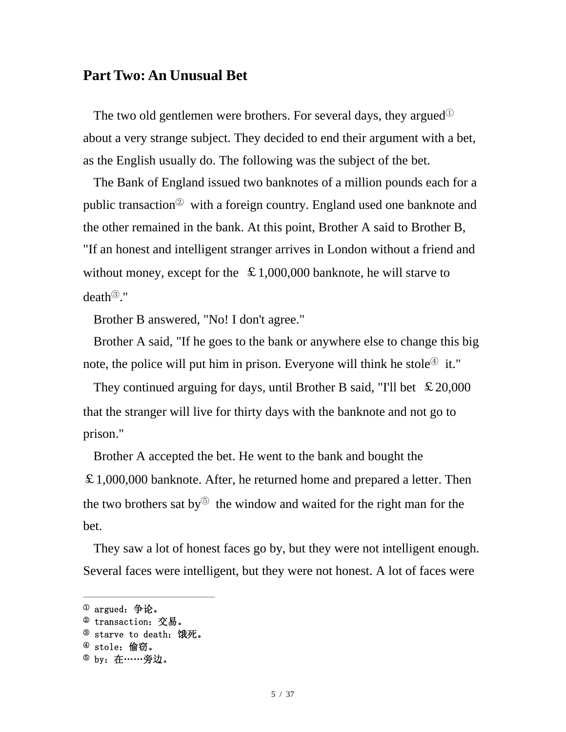## Part Two: An Unusual Bet

The two old gentlemen were brothers. For several days, they argued[1] about a very strange subject. They decided to end their argument with a bet, as the English usually do. The following was the subject of the bet.

The Bank of England issued two banknotes of a million pounds each for a public transaction[2] with a foreign country. England used one banknote and the other remained in the bank. At this point, Brother A said to Brother B, "If an honest and intelligent stranger arrives in London without a friend and without money, except for the ￡1,000,000 banknote, he will starve to death[3]."

Brother B answered, "No! I don't agree."

Brother A said, "If he goes to the bank or anywhere else to change this big note, the police will put him in prison. Everyone will think he stole[4] it."

They continued arguing for days, until Brother B said, "I'll bet ￡20,000 that the stranger will live for thirty days with the banknote and not go to prison."

Brother A accepted the bet. He went to the bank and bought the ￡1,000,000 banknote. After, he returned home and prepared a letter. Then the two brothers sat by[5] the window and waited for the right man for the bet.

They saw a lot of honest faces go by, but they were not intelligent enough. Several faces were intelligent, but they were not honest. A lot of faces were

---

[1] argued：争论。
[2] transaction：交易。
[3] starve to death：饿死。
[4] stole：偷窃。
[5] by：在……旁边。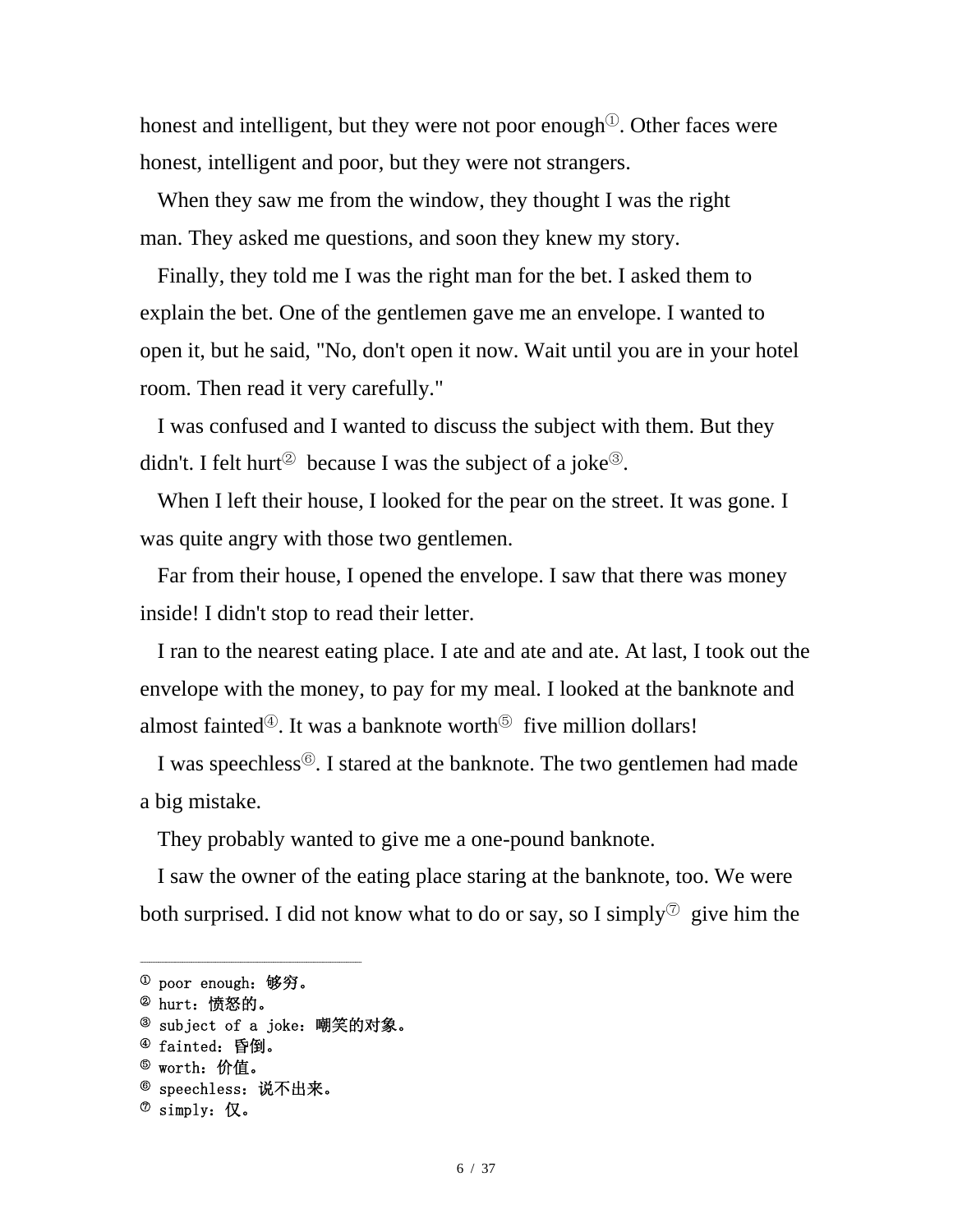honest and intelligent, but they were not poor enough[1]. Other faces were honest, intelligent and poor, but they were not strangers.

When they saw me from the window, they thought I was the right man. They asked me questions, and soon they knew my story.

Finally, they told me I was the right man for the bet. I asked them to explain the bet. One of the gentlemen gave me an envelope. I wanted to open it, but he said, "No, don't open it now. Wait until you are in your hotel room. Then read it very carefully."

I was confused and I wanted to discuss the subject with them. But they didn't. I felt hurt[2] because I was the subject of a joke[3].

When I left their house, I looked for the pear on the street. It was gone. I was quite angry with those two gentlemen.

Far from their house, I opened the envelope. I saw that there was money inside! I didn't stop to read their letter.

I ran to the nearest eating place. I ate and ate and ate. At last, I took out the envelope with the money, to pay for my meal. I looked at the banknote and almost fainted[4]. It was a banknote worth[5] five million dollars!

I was speechless[6]. I stared at the banknote. The two gentlemen had made a big mistake.

They probably wanted to give me a one-pound banknote.

I saw the owner of the eating place staring at the banknote, too. We were both surprised. I did not know what to do or say, so I simply[7] give him the

---

[1] poor enough：够穷。
[2] hurt：愤怒的。
[3] subject of a joke：嘲笑的对象。
[4] fainted：昏倒。
[5] worth：价值。
[6] speechless：说不出来。
[7] simply：仅。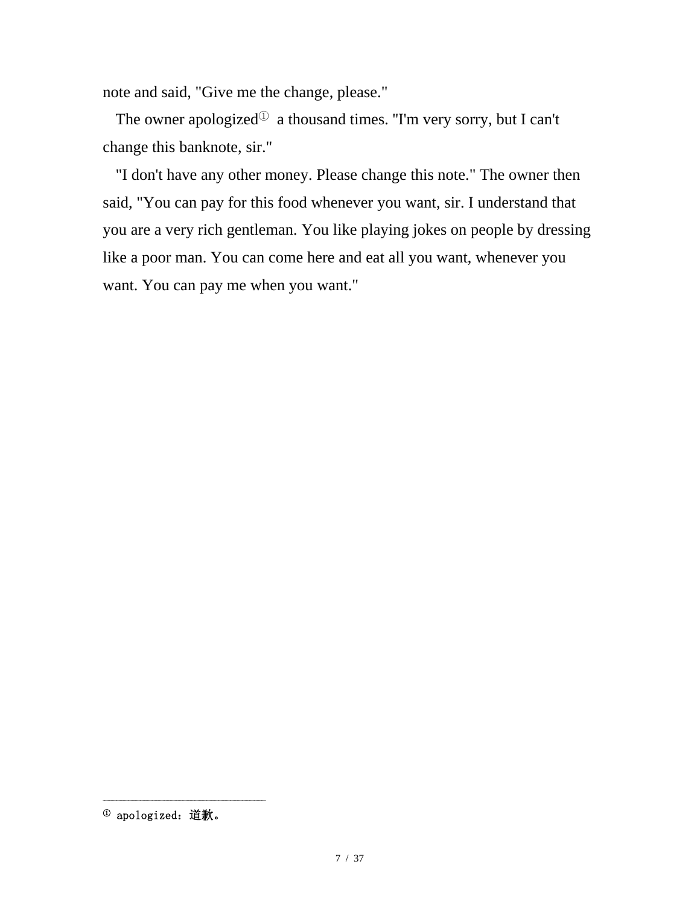note and said, "Give me the change, please."

The owner apologized[1] a thousand times. "I'm very sorry, but I can't change this banknote, sir."

"I don't have any other money. Please change this note." The owner then said, "You can pay for this food whenever you want, sir. I understand that you are a very rich gentleman. You like playing jokes on people by dressing like a poor man. You can come here and eat all you want, whenever you want. You can pay me when you want."

---

[1] apologized：道歉。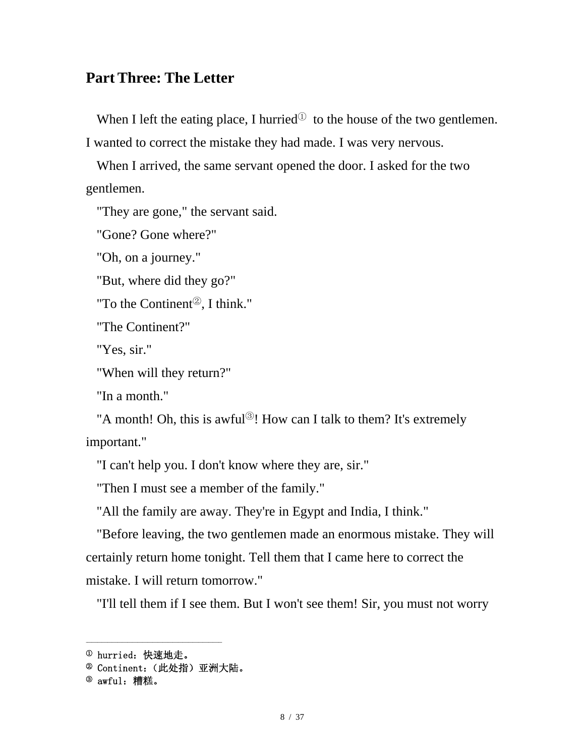## Part Three: The Letter

When I left the eating place, I hurried[1] to the house of the two gentlemen. I wanted to correct the mistake they had made. I was very nervous.

When I arrived, the same servant opened the door. I asked for the two gentlemen.

"They are gone," the servant said.

"Gone? Gone where?"

"Oh, on a journey."

"But, where did they go?"

"To the Continent[2], I think."

"The Continent?"

"Yes, sir."

"When will they return?"

"In a month."

"A month! Oh, this is awful[3]! How can I talk to them? It's extremely important."

"I can't help you. I don't know where they are, sir."

"Then I must see a member of the family."

"All the family are away. They're in Egypt and India, I think."

"Before leaving, the two gentlemen made an enormous mistake. They will certainly return home tonight. Tell them that I came here to correct the mistake. I will return tomorrow."

"I'll tell them if I see them. But I won't see them! Sir, you must not worry

---

[1] hurried：快速地走。
[2] Continent：（此处指）亚洲大陆。
[3] awful：糟糕。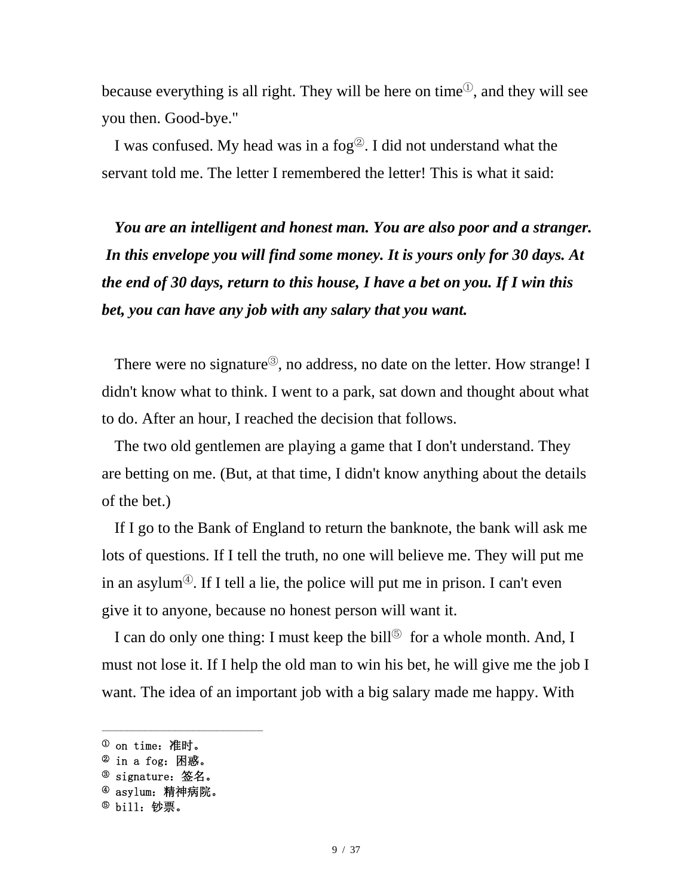because everything is all right. They will be here on time[1], and they will see you then. Good-bye."

I was confused. My head was in a fog[2]. I did not understand what the servant told me. The letter I remembered the letter! This is what it said:

***You are an intelligent and honest man. You are also poor and a stranger. In this envelope you will find some money. It is yours only for 30 days. At the end of 30 days, return to this house, I have a bet on you. If I win this bet, you can have any job with any salary that you want.***

There were no signature[3], no address, no date on the letter. How strange! I didn't know what to think. I went to a park, sat down and thought about what to do. After an hour, I reached the decision that follows.

The two old gentlemen are playing a game that I don't understand. They are betting on me. (But, at that time, I didn't know anything about the details of the bet.)

If I go to the Bank of England to return the banknote, the bank will ask me lots of questions. If I tell the truth, no one will believe me. They will put me in an asylum[4]. If I tell a lie, the police will put me in prison. I can't even give it to anyone, because no honest person will want it.

I can do only one thing: I must keep the bill[5] for a whole month. And, I must not lose it. If I help the old man to win his bet, he will give me the job I want. The idea of an important job with a big salary made me happy. With

---

[1] on time：准时。
[2] in a fog：困惑。
[3] signature：签名。
[4] asylum：精神病院。
[5] bill：钞票。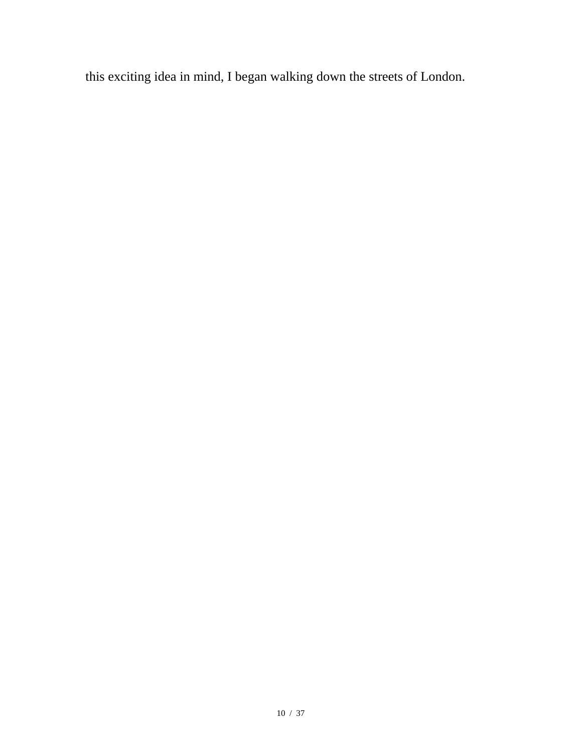this exciting idea in mind, I began walking down the streets of London.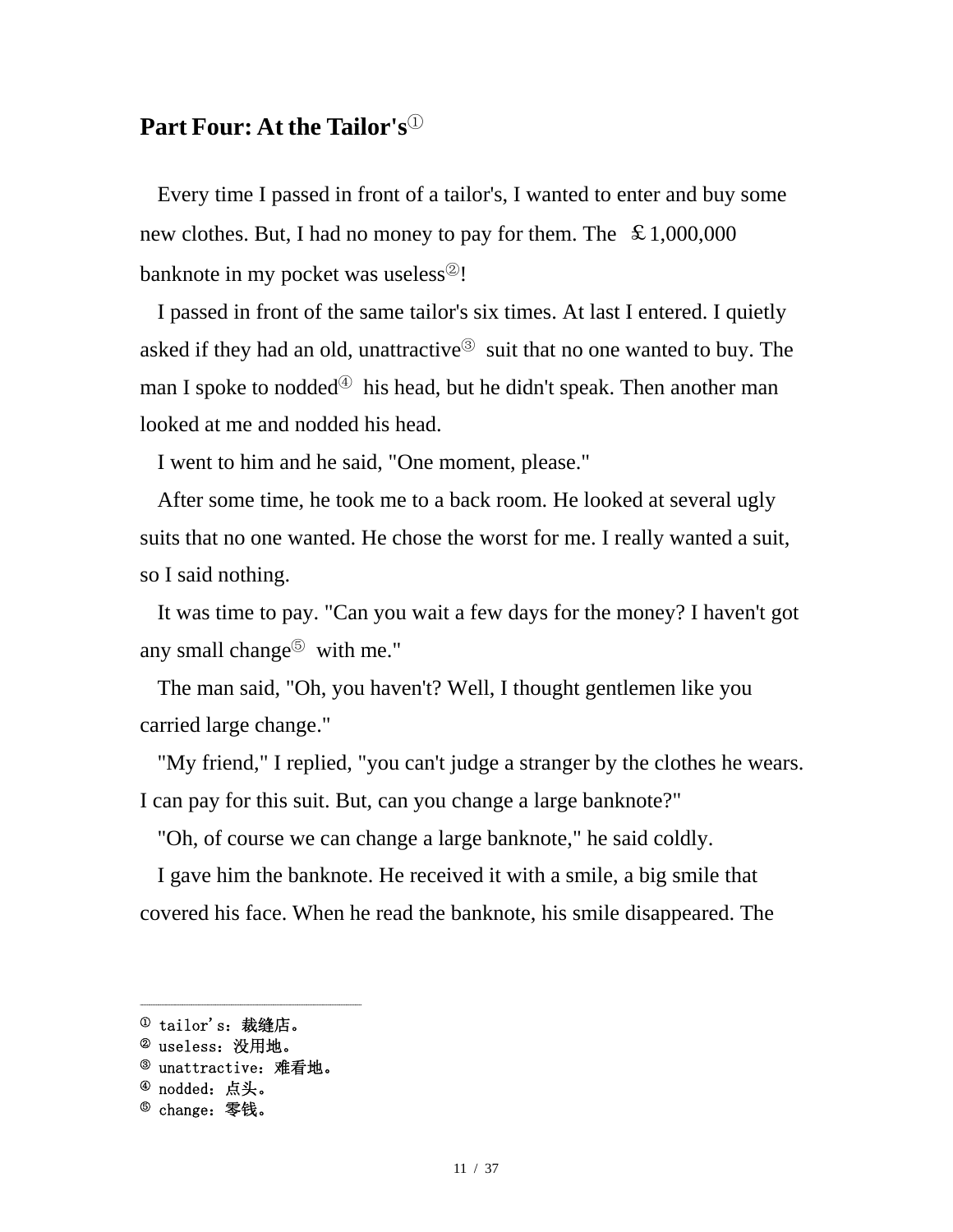## Part Four: At the Tailor's[1]

Every time I passed in front of a tailor's, I wanted to enter and buy some new clothes. But, I had no money to pay for them. The ￡1,000,000 banknote in my pocket was useless[2]!

I passed in front of the same tailor's six times. At last I entered. I quietly asked if they had an old, unattractive[3] suit that no one wanted to buy. The man I spoke to nodded[4] his head, but he didn't speak. Then another man looked at me and nodded his head.

I went to him and he said, "One moment, please."

After some time, he took me to a back room. He looked at several ugly suits that no one wanted. He chose the worst for me. I really wanted a suit, so I said nothing.

It was time to pay. "Can you wait a few days for the money? I haven't got any small change[5] with me."

The man said, "Oh, you haven't? Well, I thought gentlemen like you carried large change."

"My friend," I replied, "you can't judge a stranger by the clothes he wears. I can pay for this suit. But, can you change a large banknote?"

"Oh, of course we can change a large banknote," he said coldly.

I gave him the banknote. He received it with a smile, a big smile that covered his face. When he read the banknote, his smile disappeared. The

---

[1] tailor's：裁缝店。
[2] useless：没用地。
[3] unattractive：难看地。
[4] nodded：点头。
[5] change：零钱。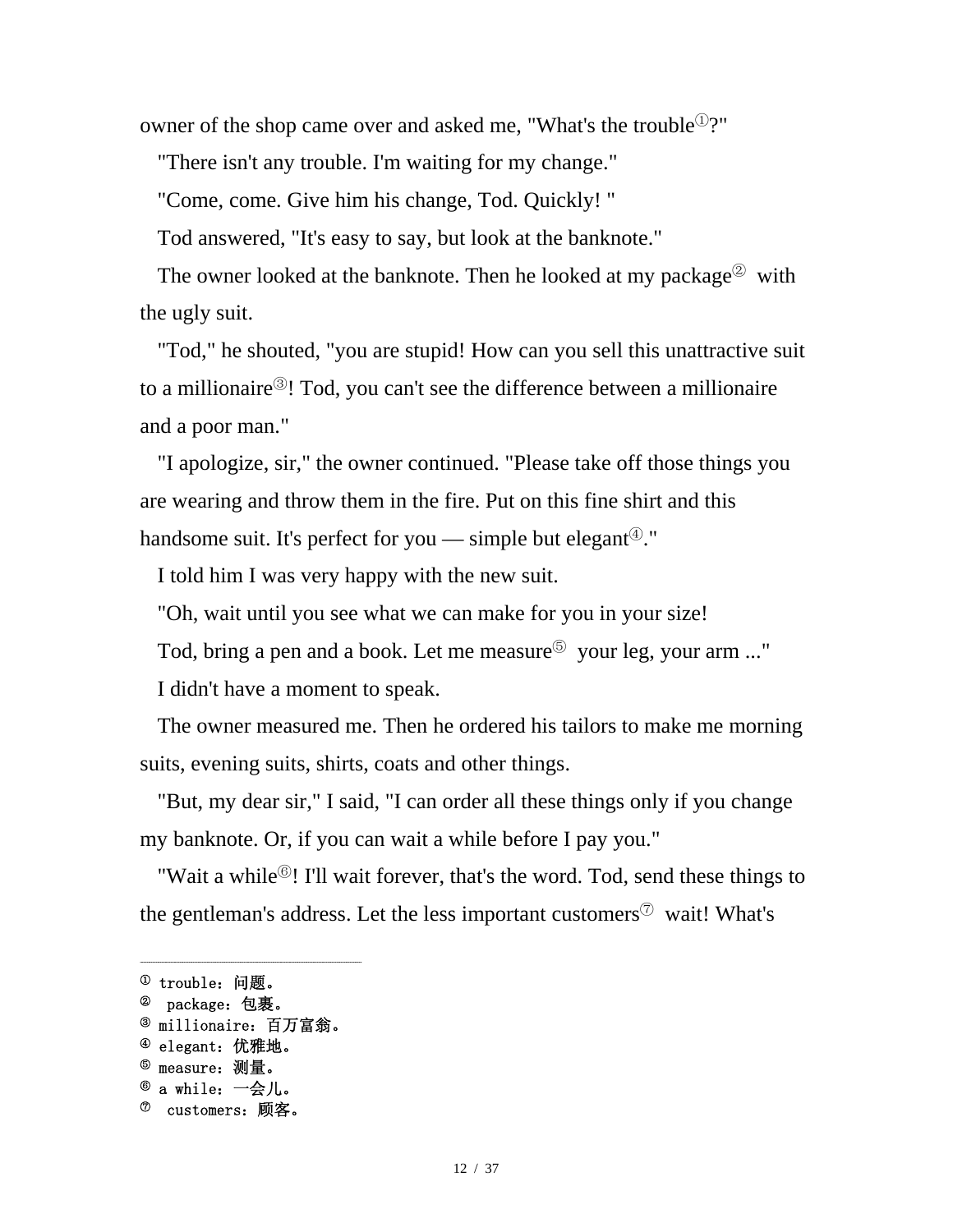owner of the shop came over and asked me, "What's the trouble[1]?"

"There isn't any trouble. I'm waiting for my change."

"Come, come. Give him his change, Tod. Quickly! "

Tod answered, "It's easy to say, but look at the banknote."

The owner looked at the banknote. Then he looked at my package[2] with the ugly suit.

"Tod," he shouted, "you are stupid! How can you sell this unattractive suit to a millionaire[3]! Tod, you can't see the difference between a millionaire and a poor man."

"I apologize, sir," the owner continued. "Please take off those things you are wearing and throw them in the fire. Put on this fine shirt and this handsome suit. It's perfect for you — simple but elegant[4]."

I told him I was very happy with the new suit.

"Oh, wait until you see what we can make for you in your size!

Tod, bring a pen and a book. Let me measure[5] your leg, your arm ..."

I didn't have a moment to speak.

The owner measured me. Then he ordered his tailors to make me morning suits, evening suits, shirts, coats and other things.

"But, my dear sir," I said, "I can order all these things only if you change my banknote. Or, if you can wait a while before I pay you."

"Wait a while[6]! I'll wait forever, that's the word. Tod, send these things to the gentleman's address. Let the less important customers[7] wait! What's

---

[1] trouble：问题。

[2] package：包裹。

[3] millionaire：百万富翁。

[4] elegant：优雅地。

[5] measure：测量。

[6] a while：一会儿。

[7] customers：顾客。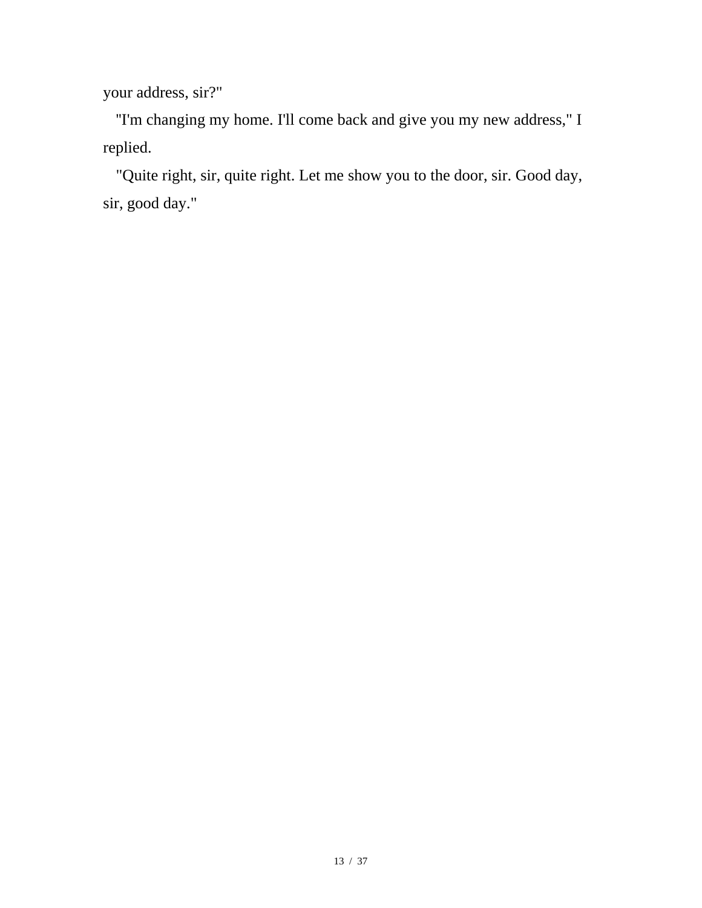your address, sir?"

"I'm changing my home. I'll come back and give you my new address," I replied.

"Quite right, sir, quite right. Let me show you to the door, sir. Good day, sir, good day."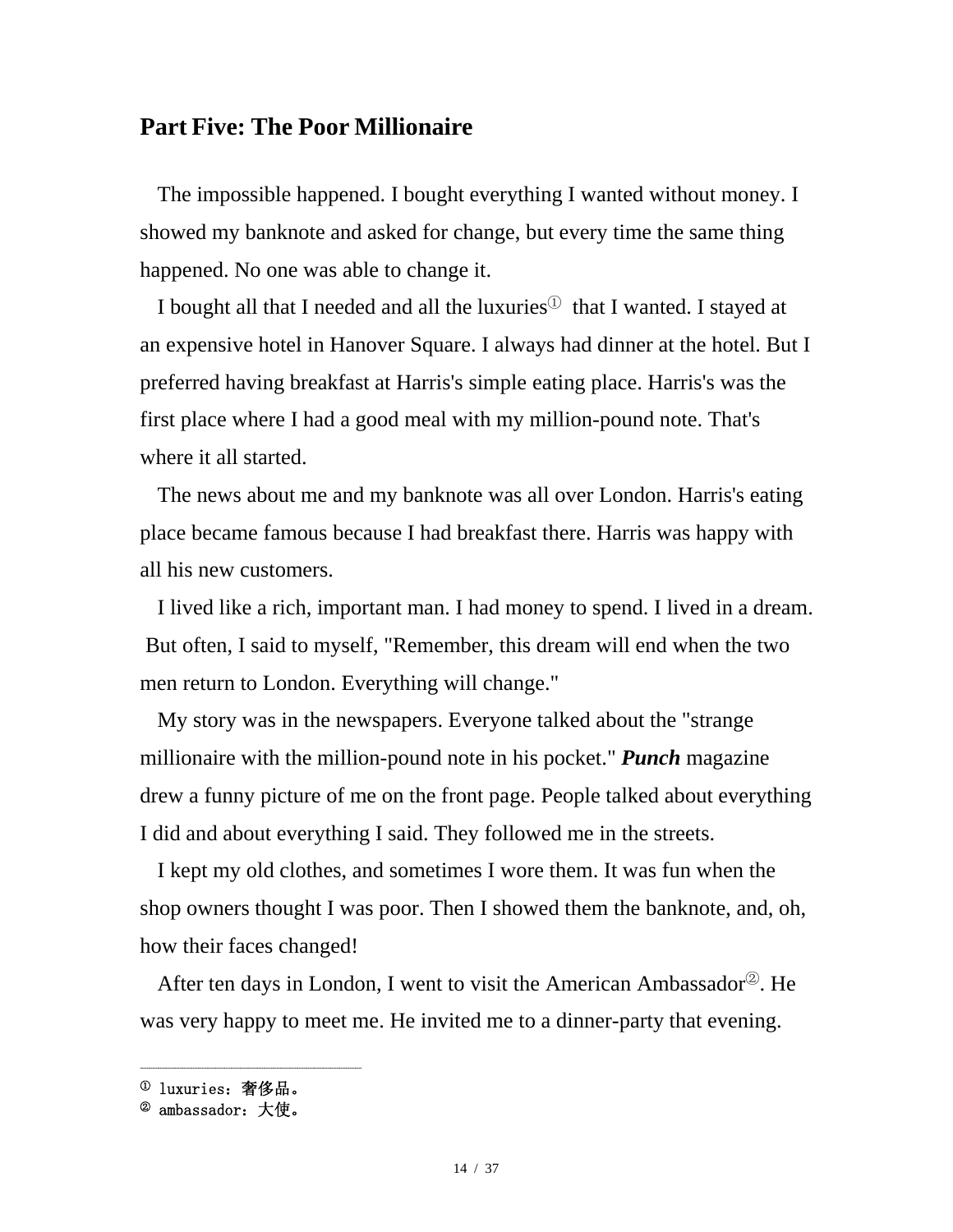## Part Five: The Poor Millionaire

The impossible happened. I bought everything I wanted without money. I showed my banknote and asked for change, but every time the same thing happened. No one was able to change it.

I bought all that I needed and all the luxuries[1] that I wanted. I stayed at an expensive hotel in Hanover Square. I always had dinner at the hotel. But I preferred having breakfast at Harris's simple eating place. Harris's was the first place where I had a good meal with my million-pound note. That's where it all started.

The news about me and my banknote was all over London. Harris's eating place became famous because I had breakfast there. Harris was happy with all his new customers.

I lived like a rich, important man. I had money to spend. I lived in a dream. But often, I said to myself, "Remember, this dream will end when the two men return to London. Everything will change."

My story was in the newspapers. Everyone talked about the "strange millionaire with the million-pound note in his pocket." ***Punch*** magazine drew a funny picture of me on the front page. People talked about everything I did and about everything I said. They followed me in the streets.

I kept my old clothes, and sometimes I wore them. It was fun when the shop owners thought I was poor. Then I showed them the banknote, and, oh, how their faces changed!

After ten days in London, I went to visit the American Ambassador[2]. He was very happy to meet me. He invited me to a dinner-party that evening.

---

[1] luxuries：奢侈品。
[2] ambassador：大使。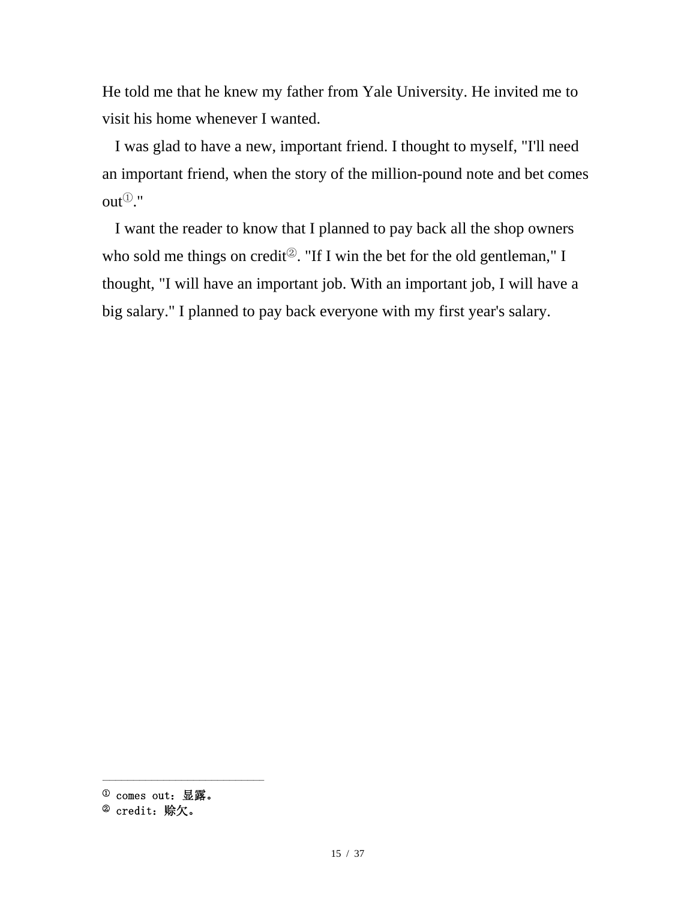He told me that he knew my father from Yale University. He invited me to visit his home whenever I wanted.

I was glad to have a new, important friend. I thought to myself, "I'll need an important friend, when the story of the million-pound note and bet comes out[1]."

I want the reader to know that I planned to pay back all the shop owners who sold me things on credit[2]. "If I win the bet for the old gentleman," I thought, "I will have an important job. With an important job, I will have a big salary." I planned to pay back everyone with my first year's salary.

---

[1] comes out：显露。

[2] credit：赊欠。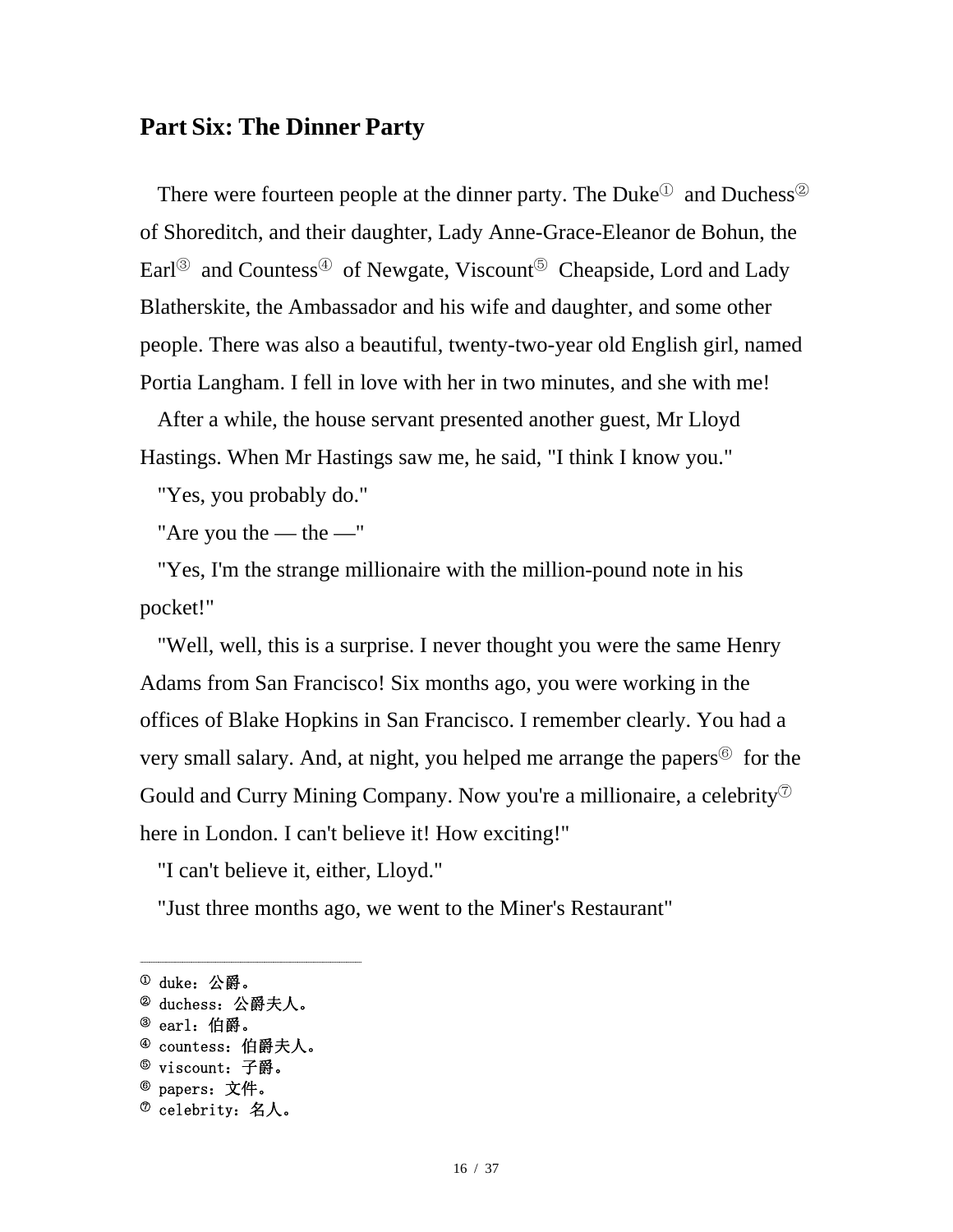## Part Six: The Dinner Party

There were fourteen people at the dinner party. The Duke[①] and Duchess[②] of Shoreditch, and their daughter, Lady Anne-Grace-Eleanor de Bohun, the Earl[③] and Countess[④] of Newgate, Viscount[⑤] Cheapside, Lord and Lady Blatherskite, the Ambassador and his wife and daughter, and some other people. There was also a beautiful, twenty-two-year old English girl, named Portia Langham. I fell in love with her in two minutes, and she with me!

After a while, the house servant presented another guest, Mr Lloyd Hastings. When Mr Hastings saw me, he said, "I think I know you."

"Yes, you probably do."

"Are you the — the —"

"Yes, I'm the strange millionaire with the million-pound note in his pocket!"

"Well, well, this is a surprise. I never thought you were the same Henry Adams from San Francisco! Six months ago, you were working in the offices of Blake Hopkins in San Francisco. I remember clearly. You had a very small salary. And, at night, you helped me arrange the papers[⑥] for the Gould and Curry Mining Company. Now you're a millionaire, a celebrity[⑦] here in London. I can't believe it! How exciting!"

"I can't believe it, either, Lloyd."

"Just three months ago, we went to the Miner's Restaurant"

---

① duke：公爵。
② duchess：公爵夫人。
③ earl：伯爵。
④ countess：伯爵夫人。
⑤ viscount：子爵。
⑥ papers：文件。
⑦ celebrity：名人。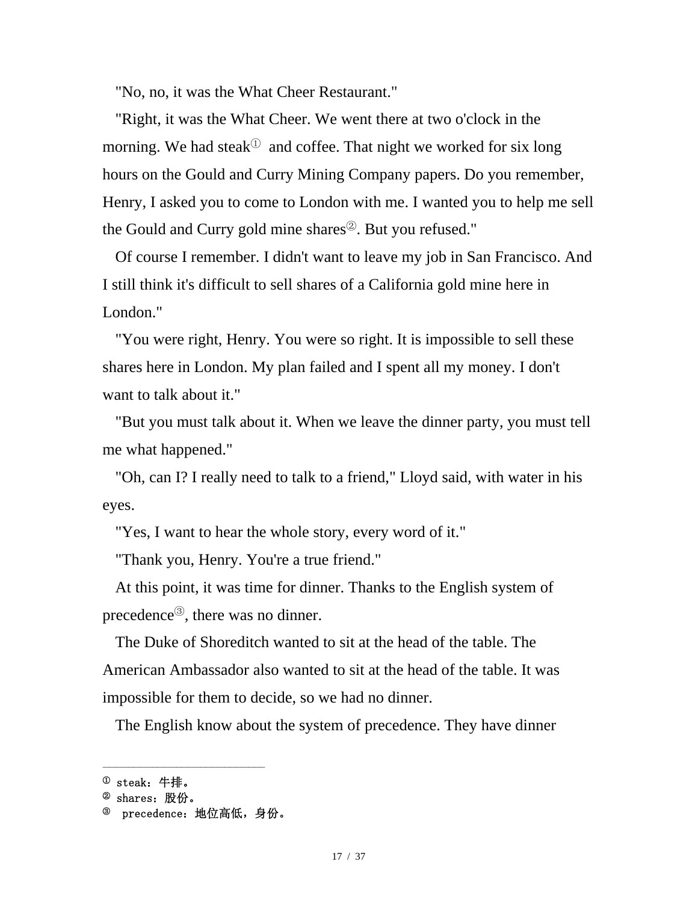"No, no, it was the What Cheer Restaurant."

"Right, it was the What Cheer. We went there at two o'clock in the morning. We had steak[1] and coffee. That night we worked for six long hours on the Gould and Curry Mining Company papers. Do you remember, Henry, I asked you to come to London with me. I wanted you to help me sell the Gould and Curry gold mine shares[2]. But you refused."

Of course I remember. I didn't want to leave my job in San Francisco. And I still think it's difficult to sell shares of a California gold mine here in London."

"You were right, Henry. You were so right. It is impossible to sell these shares here in London. My plan failed and I spent all my money. I don't want to talk about it."

"But you must talk about it. When we leave the dinner party, you must tell me what happened."

"Oh, can I? I really need to talk to a friend," Lloyd said, with water in his eyes.

"Yes, I want to hear the whole story, every word of it."

"Thank you, Henry. You're a true friend."

At this point, it was time for dinner. Thanks to the English system of precedence[3], there was no dinner.

The Duke of Shoreditch wanted to sit at the head of the table. The American Ambassador also wanted to sit at the head of the table. It was impossible for them to decide, so we had no dinner.

The English know about the system of precedence. They have dinner

---

[1] steak：牛排。

[2] shares：股份。

[3] precedence：地位高低，身份。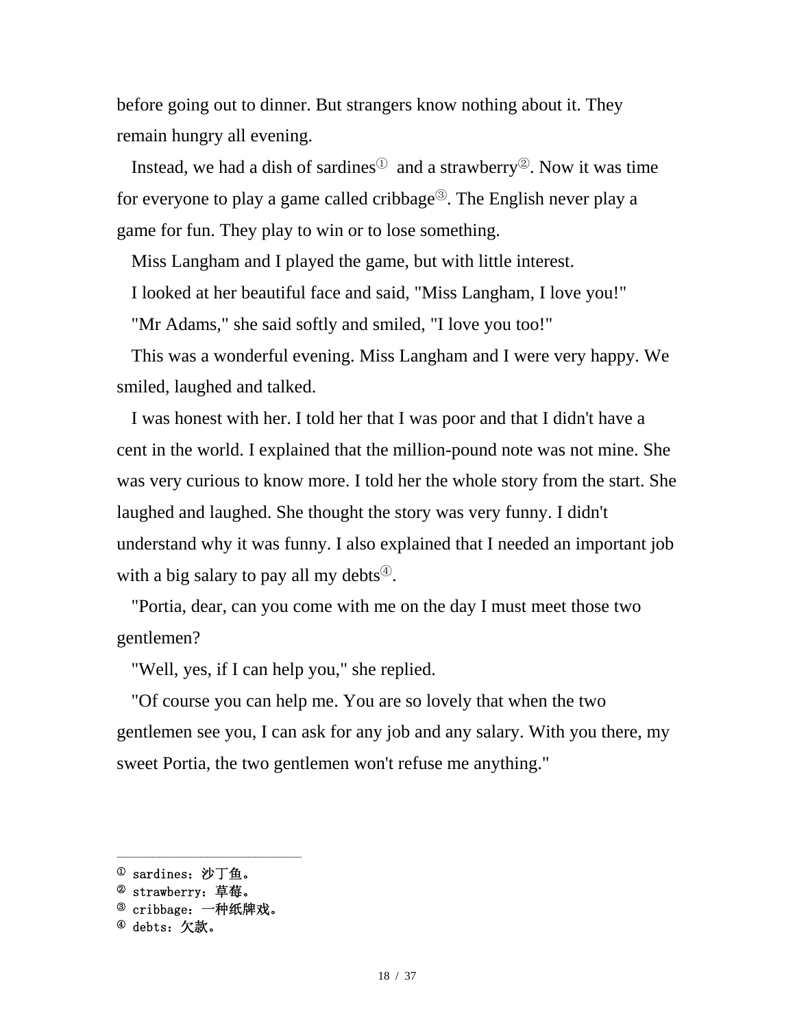before going out to dinner. But strangers know nothing about it. They remain hungry all evening.

Instead, we had a dish of sardines[①] and a strawberry[②]. Now it was time for everyone to play a game called cribbage[③]. The English never play a game for fun. They play to win or to lose something.

Miss Langham and I played the game, but with little interest.

I looked at her beautiful face and said, "Miss Langham, I love you!"

"Mr Adams," she said softly and smiled, "I love you too!"

This was a wonderful evening. Miss Langham and I were very happy. We smiled, laughed and talked.

I was honest with her. I told her that I was poor and that I didn't have a cent in the world. I explained that the million-pound note was not mine. She was very curious to know more. I told her the whole story from the start. She laughed and laughed. She thought the story was very funny. I didn't understand why it was funny. I also explained that I needed an important job with a big salary to pay all my debts[④].

"Portia, dear, can you come with me on the day I must meet those two gentlemen?

"Well, yes, if I can help you," she replied.

"Of course you can help me. You are so lovely that when the two gentlemen see you, I can ask for any job and any salary. With you there, my sweet Portia, the two gentlemen won't refuse me anything."

---

[①] sardines：沙丁鱼。
[②] strawberry：草莓。
[③] cribbage：一种纸牌戏。
[④] debts：欠款。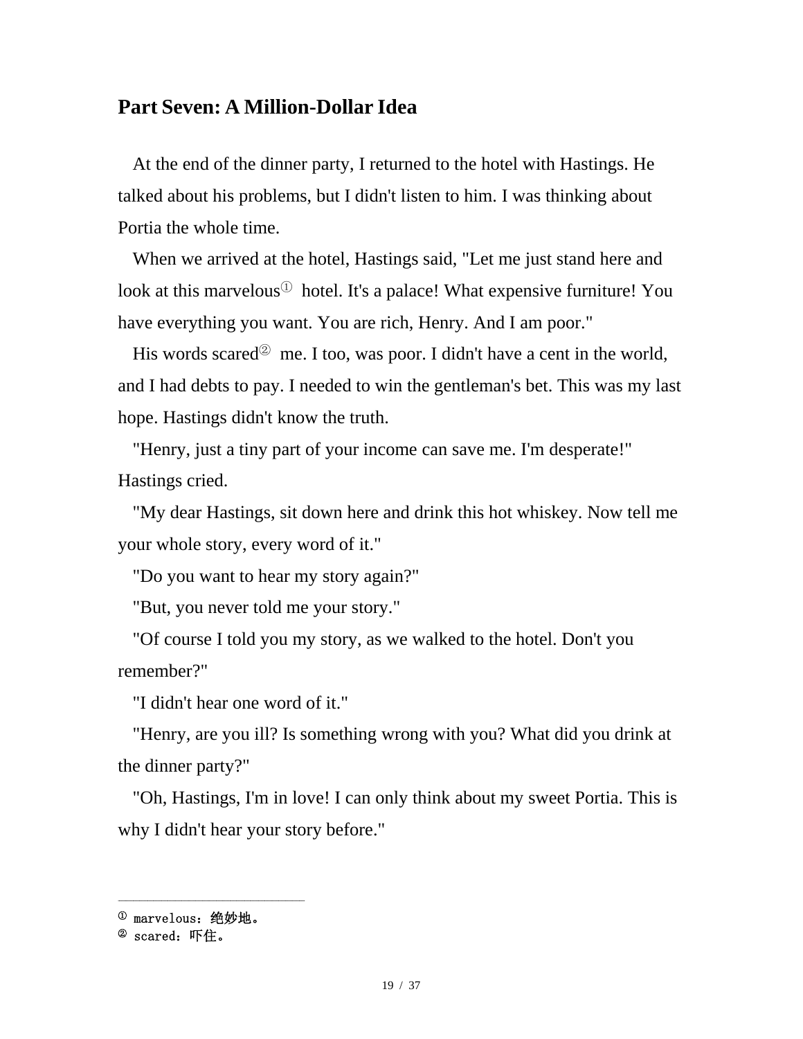## Part Seven: A Million-Dollar Idea

At the end of the dinner party, I returned to the hotel with Hastings. He talked about his problems, but I didn't listen to him. I was thinking about Portia the whole time.

When we arrived at the hotel, Hastings said, "Let me just stand here and look at this marvelous[①] hotel. It's a palace! What expensive furniture! You have everything you want. You are rich, Henry. And I am poor."

His words scared[②] me. I too, was poor. I didn't have a cent in the world, and I had debts to pay. I needed to win the gentleman's bet. This was my last hope. Hastings didn't know the truth.

"Henry, just a tiny part of your income can save me. I'm desperate!" Hastings cried.

"My dear Hastings, sit down here and drink this hot whiskey. Now tell me your whole story, every word of it."

"Do you want to hear my story again?"

"But, you never told me your story."

"Of course I told you my story, as we walked to the hotel. Don't you remember?"

"I didn't hear one word of it."

"Henry, are you ill? Is something wrong with you? What did you drink at the dinner party?"

"Oh, Hastings, I'm in love! I can only think about my sweet Portia. This is why I didn't hear your story before."

---

① marvelous：绝妙地。

② scared：吓住。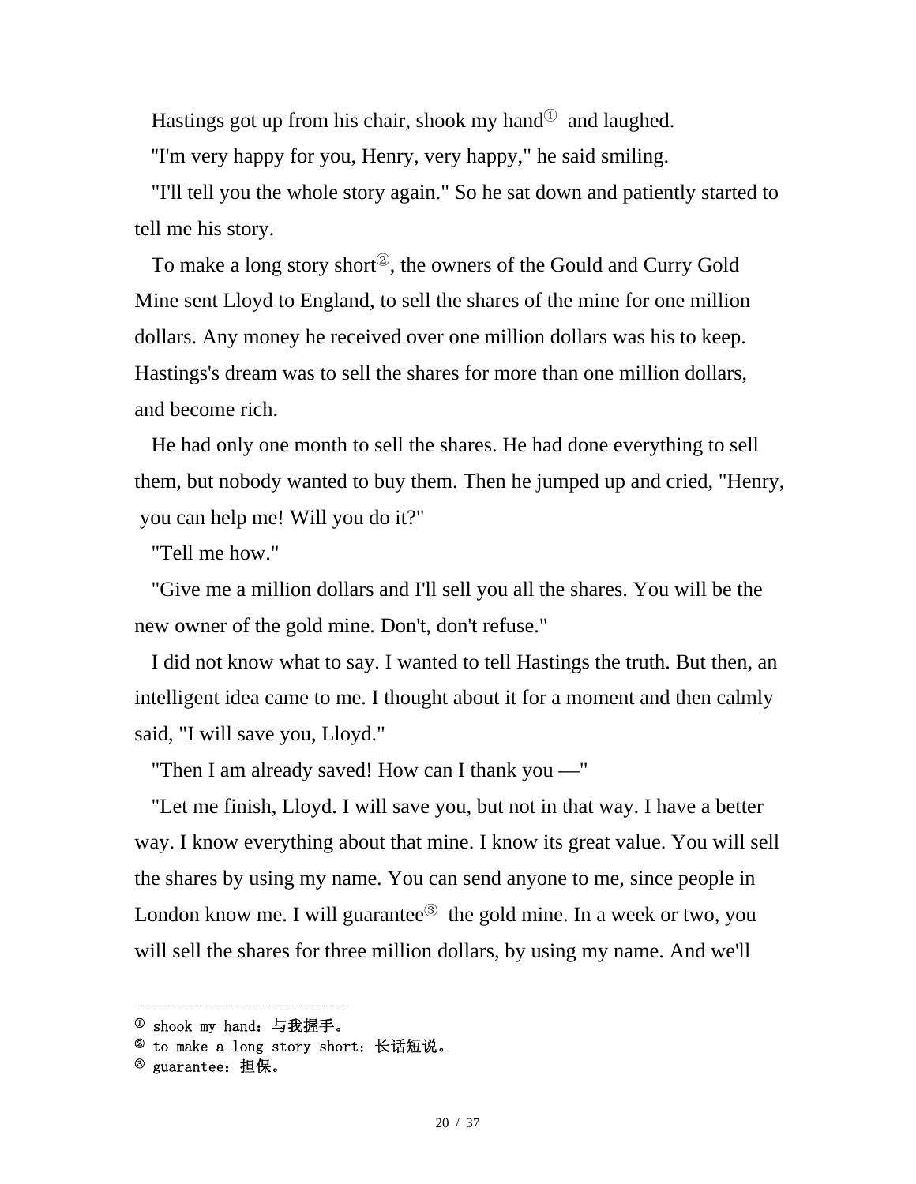Hastings got up from his chair, shook my hand[1] and laughed.

"I'm very happy for you, Henry, very happy," he said smiling.

"I'll tell you the whole story again." So he sat down and patiently started to tell me his story.

To make a long story short[2], the owners of the Gould and Curry Gold Mine sent Lloyd to England, to sell the shares of the mine for one million dollars. Any money he received over one million dollars was his to keep. Hastings's dream was to sell the shares for more than one million dollars, and become rich.

He had only one month to sell the shares. He had done everything to sell them, but nobody wanted to buy them. Then he jumped up and cried, "Henry, you can help me! Will you do it?"

"Tell me how."

"Give me a million dollars and I'll sell you all the shares. You will be the new owner of the gold mine. Don't, don't refuse."

I did not know what to say. I wanted to tell Hastings the truth. But then, an intelligent idea came to me. I thought about it for a moment and then calmly said, "I will save you, Lloyd."

"Then I am already saved! How can I thank you —"

"Let me finish, Lloyd. I will save you, but not in that way. I have a better way. I know everything about that mine. I know its great value. You will sell the shares by using my name. You can send anyone to me, since people in London know me. I will guarantee[3] the gold mine. In a week or two, you will sell the shares for three million dollars, by using my name. And we'll

---

[1] shook my hand：与我握手。
[2] to make a long story short：长话短说。
[3] guarantee：担保。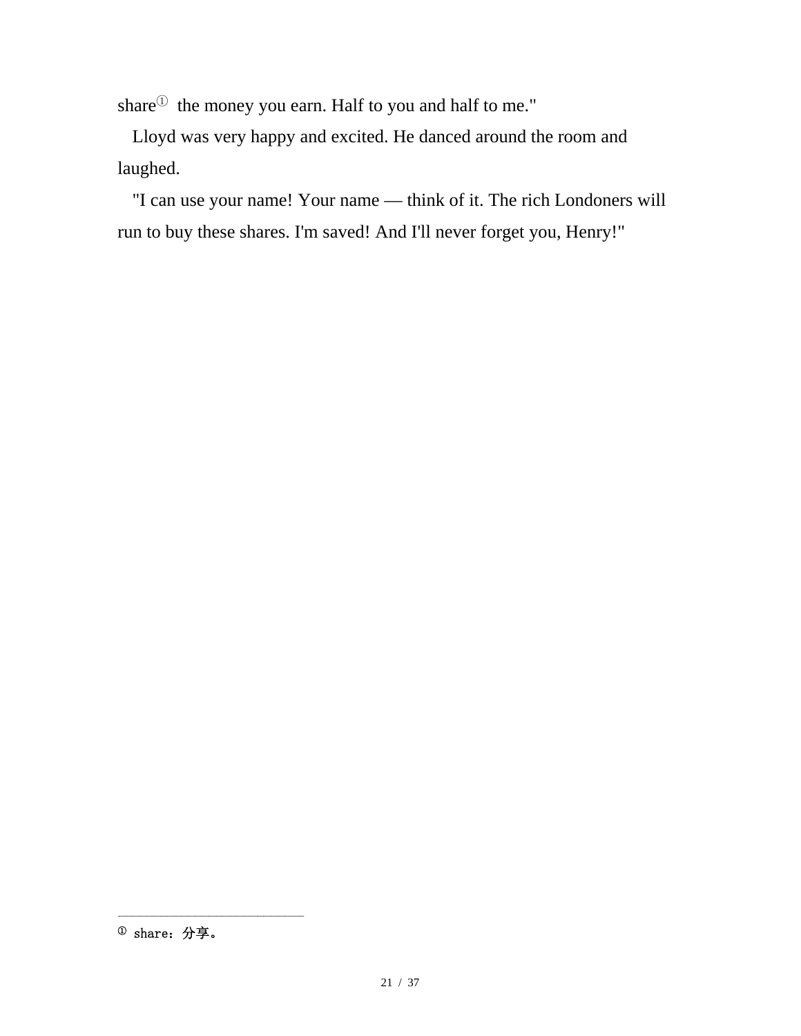share[1] the money you earn. Half to you and half to me."

Lloyd was very happy and excited. He danced around the room and laughed.

"I can use your name! Your name — think of it. The rich Londoners will run to buy these shares. I'm saved! And I'll never forget you, Henry!"

---

[1] share：分享。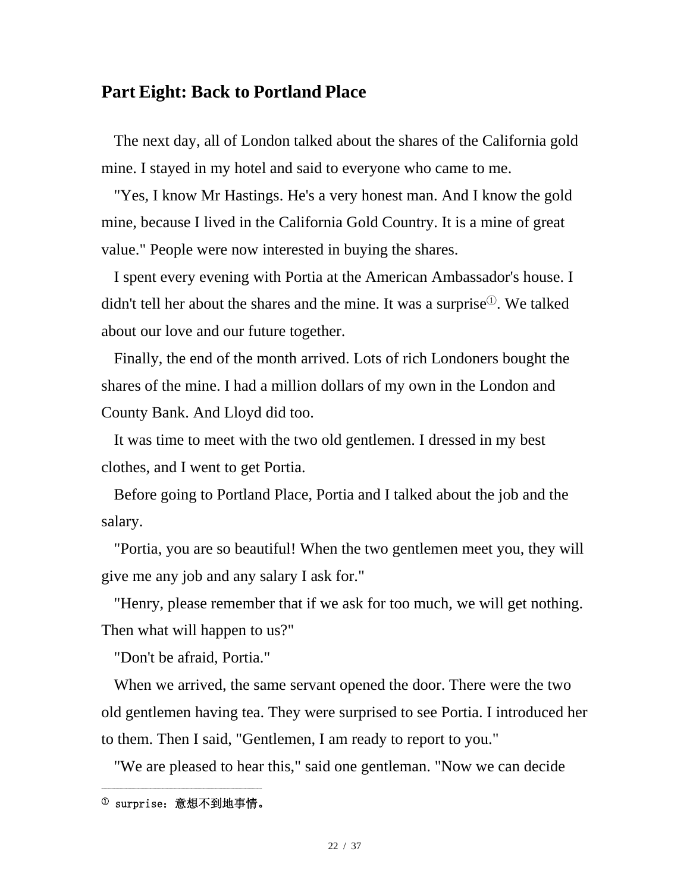## Part Eight: Back to Portland Place

The next day, all of London talked about the shares of the California gold mine. I stayed in my hotel and said to everyone who came to me.

"Yes, I know Mr Hastings. He's a very honest man. And I know the gold mine, because I lived in the California Gold Country. It is a mine of great value." People were now interested in buying the shares.

I spent every evening with Portia at the American Ambassador's house. I didn't tell her about the shares and the mine. It was a surprise[①]. We talked about our love and our future together.

Finally, the end of the month arrived. Lots of rich Londoners bought the shares of the mine. I had a million dollars of my own in the London and County Bank. And Lloyd did too.

It was time to meet with the two old gentlemen. I dressed in my best clothes, and I went to get Portia.

Before going to Portland Place, Portia and I talked about the job and the salary.

"Portia, you are so beautiful! When the two gentlemen meet you, they will give me any job and any salary I ask for."

"Henry, please remember that if we ask for too much, we will get nothing. Then what will happen to us?"

"Don't be afraid, Portia."

When we arrived, the same servant opened the door. There were the two old gentlemen having tea. They were surprised to see Portia. I introduced her to them. Then I said, "Gentlemen, I am ready to report to you."

"We are pleased to hear this," said one gentleman. "Now we can decide

---

① surprise：意想不到地事情。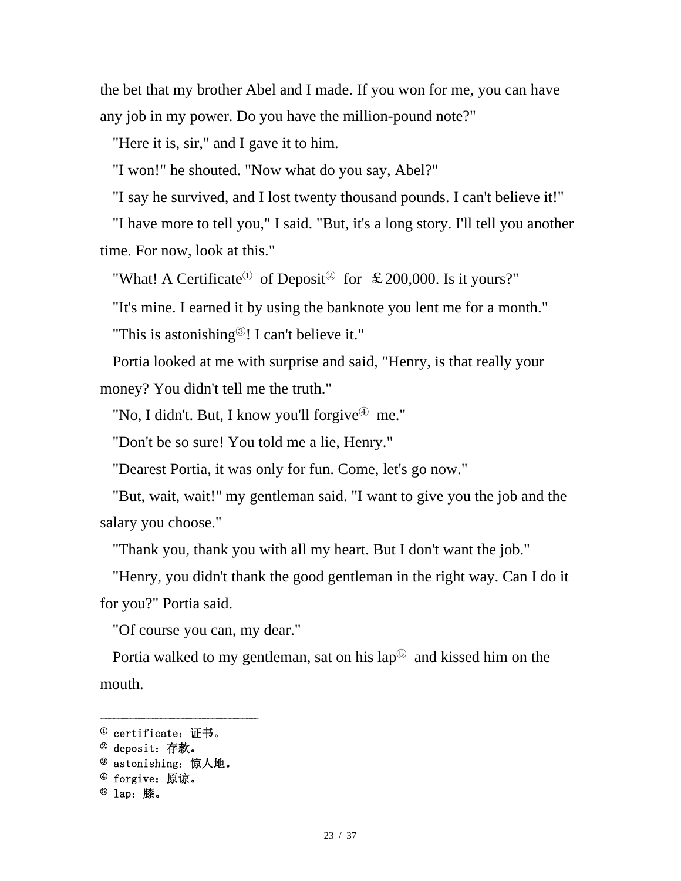the bet that my brother Abel and I made. If you won for me, you can have any job in my power. Do you have the million-pound note?"

"Here it is, sir," and I gave it to him.

"I won!" he shouted. "Now what do you say, Abel?"

"I say he survived, and I lost twenty thousand pounds. I can't believe it!"

"I have more to tell you," I said. "But, it's a long story. I'll tell you another time. For now, look at this."

"What! A Certificate[①] of Deposit[②] for ￡200,000. Is it yours?"

"It's mine. I earned it by using the banknote you lent me for a month."

"This is astonishing[③]! I can't believe it."

Portia looked at me with surprise and said, "Henry, is that really your money? You didn't tell me the truth."

"No, I didn't. But, I know you'll forgive[④] me."

"Don't be so sure! You told me a lie, Henry."

"Dearest Portia, it was only for fun. Come, let's go now."

"But, wait, wait!" my gentleman said. "I want to give you the job and the salary you choose."

"Thank you, thank you with all my heart. But I don't want the job."

"Henry, you didn't thank the good gentleman in the right way. Can I do it for you?" Portia said.

"Of course you can, my dear."

Portia walked to my gentleman, sat on his lap[⑤] and kissed him on the mouth.

---

① certificate：证书。
② deposit：存款。
③ astonishing：惊人地。
④ forgive：原谅。
⑤ lap：膝。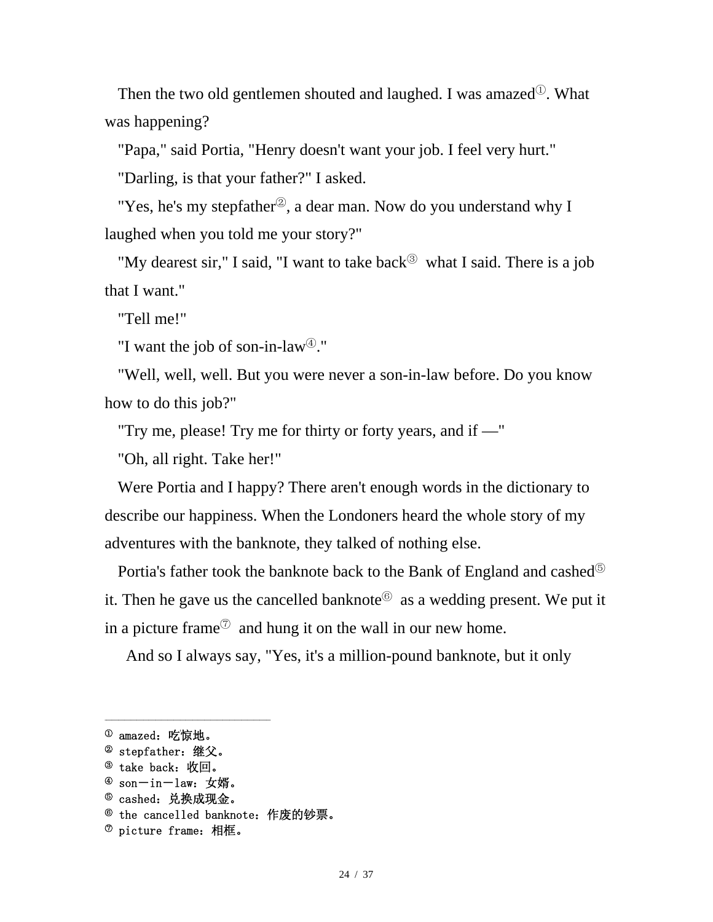Then the two old gentlemen shouted and laughed. I was amazed[①]. What was happening?

"Papa," said Portia, "Henry doesn't want your job. I feel very hurt."

"Darling, is that your father?" I asked.

"Yes, he's my stepfather[②], a dear man. Now do you understand why I laughed when you told me your story?"

"My dearest sir," I said, "I want to take back[③] what I said. There is a job that I want."

"Tell me!"

"I want the job of son-in-law[④]."

"Well, well, well. But you were never a son-in-law before. Do you know how to do this job?"

"Try me, please! Try me for thirty or forty years, and if —"

"Oh, all right. Take her!"

Were Portia and I happy? There aren't enough words in the dictionary to describe our happiness. When the Londoners heard the whole story of my adventures with the banknote, they talked of nothing else.

Portia's father took the banknote back to the Bank of England and cashed[⑤] it. Then he gave us the cancelled banknote[⑥] as a wedding present. We put it in a picture frame[⑦] and hung it on the wall in our new home.

And so I always say, "Yes, it's a million-pound banknote, but it only

---

① amazed：吃惊地。
② stepfather：继父。
③ take back：收回。
④ son－in－law：女婿。
⑤ cashed：兑换成现金。
⑥ the cancelled banknote：作废的钞票。
⑦ picture frame：相框。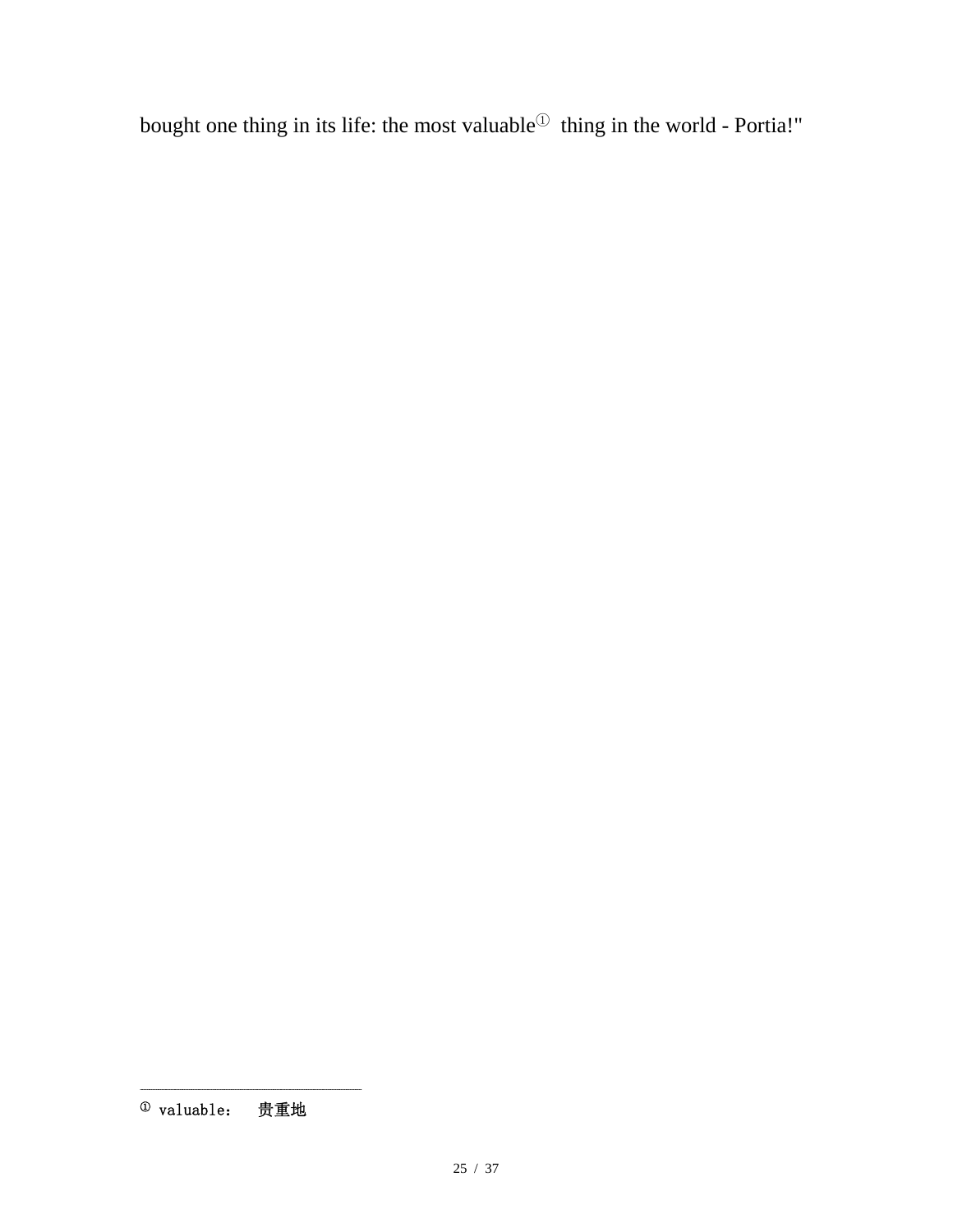bought one thing in its life: the most valuable[1] thing in the world - Portia!"

---

[1] valuable： 贵重地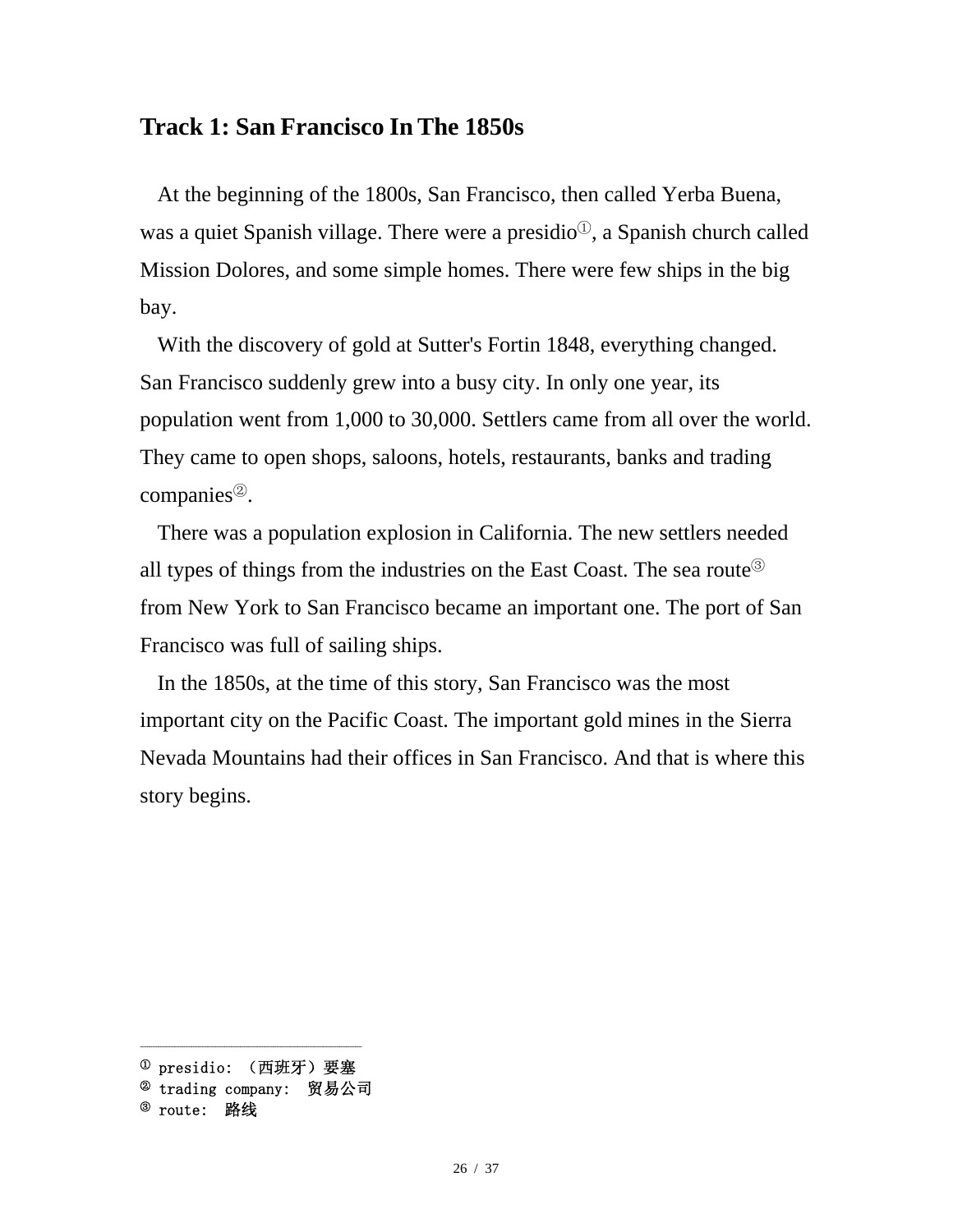## Track 1: San Francisco In The 1850s

At the beginning of the 1800s, San Francisco, then called Yerba Buena, was a quiet Spanish village. There were a presidio[①], a Spanish church called Mission Dolores, and some simple homes. There were few ships in the big bay.

With the discovery of gold at Sutter's Fortin 1848, everything changed. San Francisco suddenly grew into a busy city. In only one year, its population went from 1,000 to 30,000. Settlers came from all over the world. They came to open shops, saloons, hotels, restaurants, banks and trading companies[②].

There was a population explosion in California. The new settlers needed all types of things from the industries on the East Coast. The sea route[③] from New York to San Francisco became an important one. The port of San Francisco was full of sailing ships.

In the 1850s, at the time of this story, San Francisco was the most important city on the Pacific Coast. The important gold mines in the Sierra Nevada Mountains had their offices in San Francisco. And that is where this story begins.

---

① presidio: （西班牙）要塞

② trading company: 贸易公司

③ route: 路线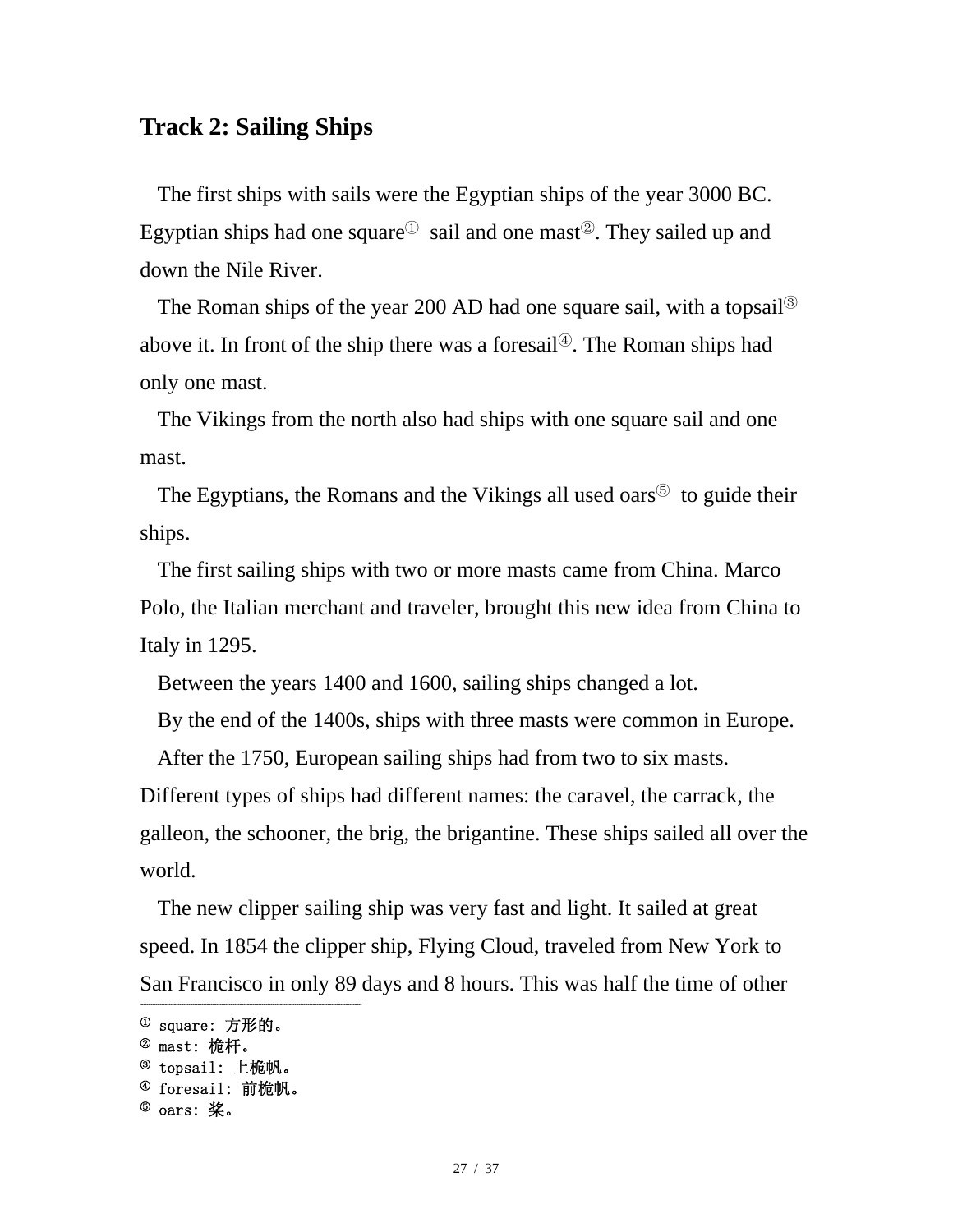## Track 2: Sailing Ships

The first ships with sails were the Egyptian ships of the year 3000 BC. Egyptian ships had one square[①] sail and one mast[②]. They sailed up and down the Nile River.

The Roman ships of the year 200 AD had one square sail, with a topsail[③] above it. In front of the ship there was a foresail[④]. The Roman ships had only one mast.

The Vikings from the north also had ships with one square sail and one mast.

The Egyptians, the Romans and the Vikings all used oars[⑤] to guide their ships.

The first sailing ships with two or more masts came from China. Marco Polo, the Italian merchant and traveler, brought this new idea from China to Italy in 1295.

Between the years 1400 and 1600, sailing ships changed a lot.

By the end of the 1400s, ships with three masts were common in Europe.

After the 1750, European sailing ships had from two to six masts. Different types of ships had different names: the caravel, the carrack, the galleon, the schooner, the brig, the brigantine. These ships sailed all over the world.

The new clipper sailing ship was very fast and light. It sailed at great speed. In 1854 the clipper ship, Flying Cloud, traveled from New York to San Francisco in only 89 days and 8 hours. This was half the time of other

---

① square: 方形的。
② mast: 桅杆。
③ topsail: 上桅帆。
④ foresail: 前桅帆。
⑤ oars: 桨。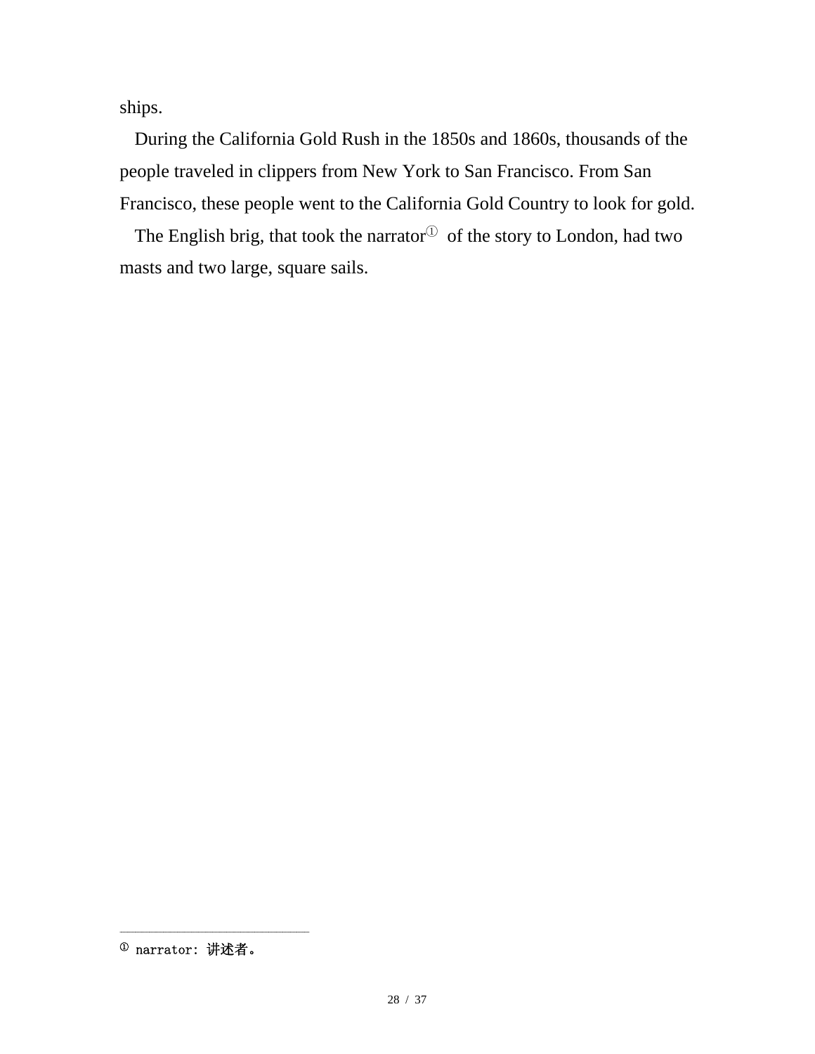ships.

During the California Gold Rush in the 1850s and 1860s, thousands of the people traveled in clippers from New York to San Francisco. From San Francisco, these people went to the California Gold Country to look for gold.

The English brig, that took the narrator[①] of the story to London, had two masts and two large, square sails.

---

① narrator: 讲述者。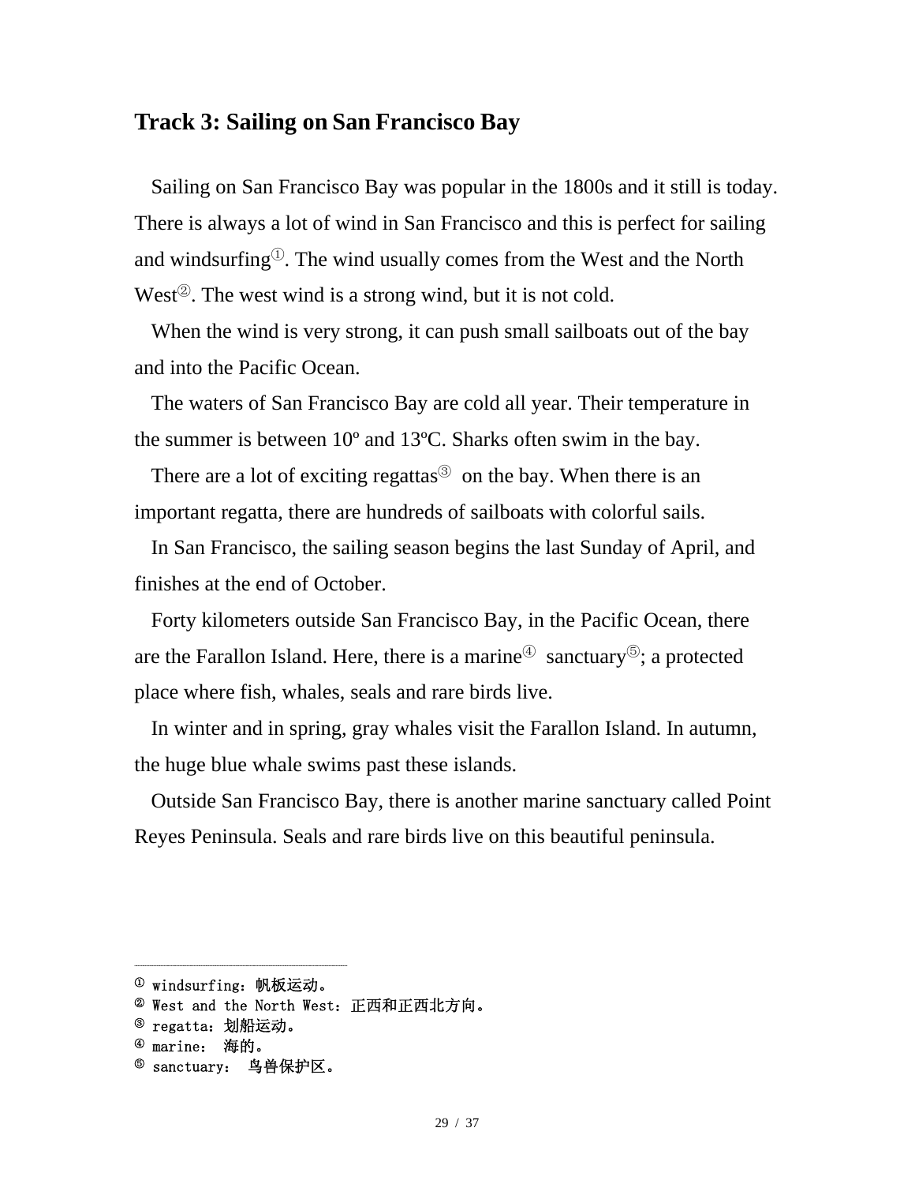## Track 3: Sailing on San Francisco Bay

Sailing on San Francisco Bay was popular in the 1800s and it still is today. There is always a lot of wind in San Francisco and this is perfect for sailing and windsurfing[①]. The wind usually comes from the West and the North West[②]. The west wind is a strong wind, but it is not cold.

When the wind is very strong, it can push small sailboats out of the bay and into the Pacific Ocean.

The waters of San Francisco Bay are cold all year. Their temperature in the summer is between 10º and 13ºC. Sharks often swim in the bay.

There are a lot of exciting regattas[③] on the bay. When there is an important regatta, there are hundreds of sailboats with colorful sails.

In San Francisco, the sailing season begins the last Sunday of April, and finishes at the end of October.

Forty kilometers outside San Francisco Bay, in the Pacific Ocean, there are the Farallon Island. Here, there is a marine[④] sanctuary[⑤]; a protected place where fish, whales, seals and rare birds live.

In winter and in spring, gray whales visit the Farallon Island. In autumn, the huge blue whale swims past these islands.

Outside San Francisco Bay, there is another marine sanctuary called Point Reyes Peninsula. Seals and rare birds live on this beautiful peninsula.

---

① windsurfing：帆板运动。
② West and the North West：正西和正西北方向。
③ regatta：划船运动。
④ marine： 海的。
⑤ sanctuary： 鸟兽保护区。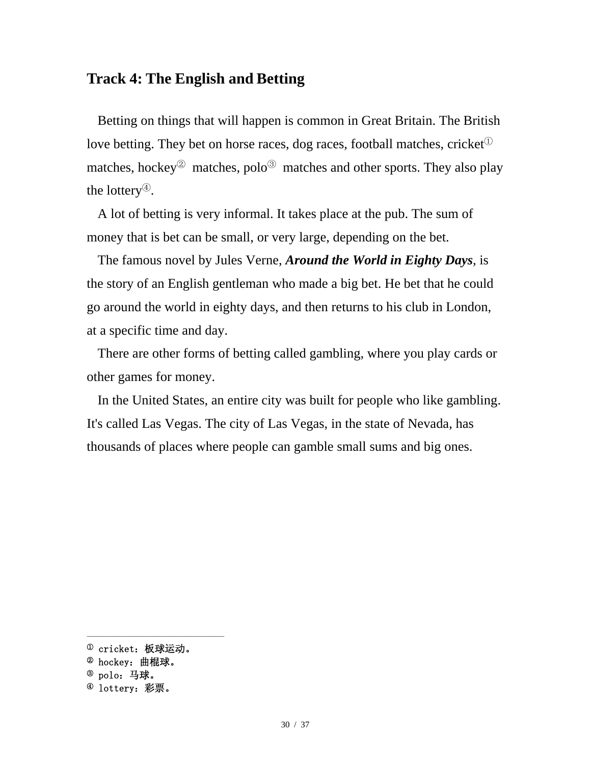## Track 4: The English and Betting

Betting on things that will happen is common in Great Britain. The British love betting. They bet on horse races, dog races, football matches, cricket[①] matches, hockey[②] matches, polo[③] matches and other sports. They also play the lottery[④].

A lot of betting is very informal. It takes place at the pub. The sum of money that is bet can be small, or very large, depending on the bet.

The famous novel by Jules Verne, ***Around the World in Eighty Days***, is the story of an English gentleman who made a big bet. He bet that he could go around the world in eighty days, and then returns to his club in London, at a specific time and day.

There are other forms of betting called gambling, where you play cards or other games for money.

In the United States, an entire city was built for people who like gambling. It's called Las Vegas. The city of Las Vegas, in the state of Nevada, has thousands of places where people can gamble small sums and big ones.

---

① cricket：板球运动。
② hockey：曲棍球。
③ polo：马球。
④ lottery：彩票。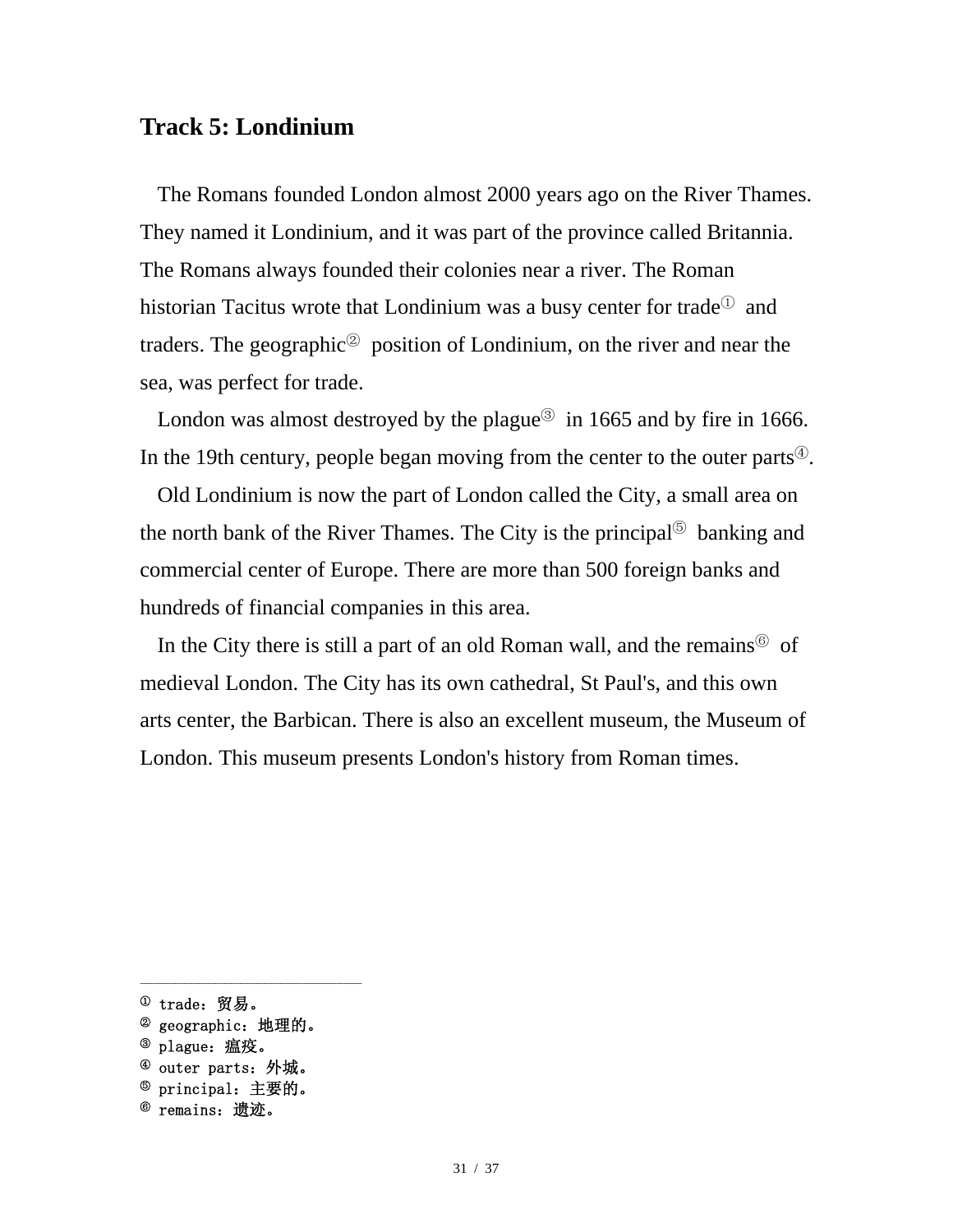## Track 5: Londinium

The Romans founded London almost 2000 years ago on the River Thames. They named it Londinium, and it was part of the province called Britannia. The Romans always founded their colonies near a river. The Roman historian Tacitus wrote that Londinium was a busy center for trade[①] and traders. The geographic[②] position of Londinium, on the river and near the sea, was perfect for trade.

London was almost destroyed by the plague[③] in 1665 and by fire in 1666. In the 19th century, people began moving from the center to the outer parts[④].

Old Londinium is now the part of London called the City, a small area on the north bank of the River Thames. The City is the principal[⑤] banking and commercial center of Europe. There are more than 500 foreign banks and hundreds of financial companies in this area.

In the City there is still a part of an old Roman wall, and the remains[⑥] of medieval London. The City has its own cathedral, St Paul's, and this own arts center, the Barbican. There is also an excellent museum, the Museum of London. This museum presents London's history from Roman times.

---

① trade：贸易。
② geographic：地理的。
③ plague：瘟疫。
④ outer parts：外城。
⑤ principal：主要的。
⑥ remains：遗迹。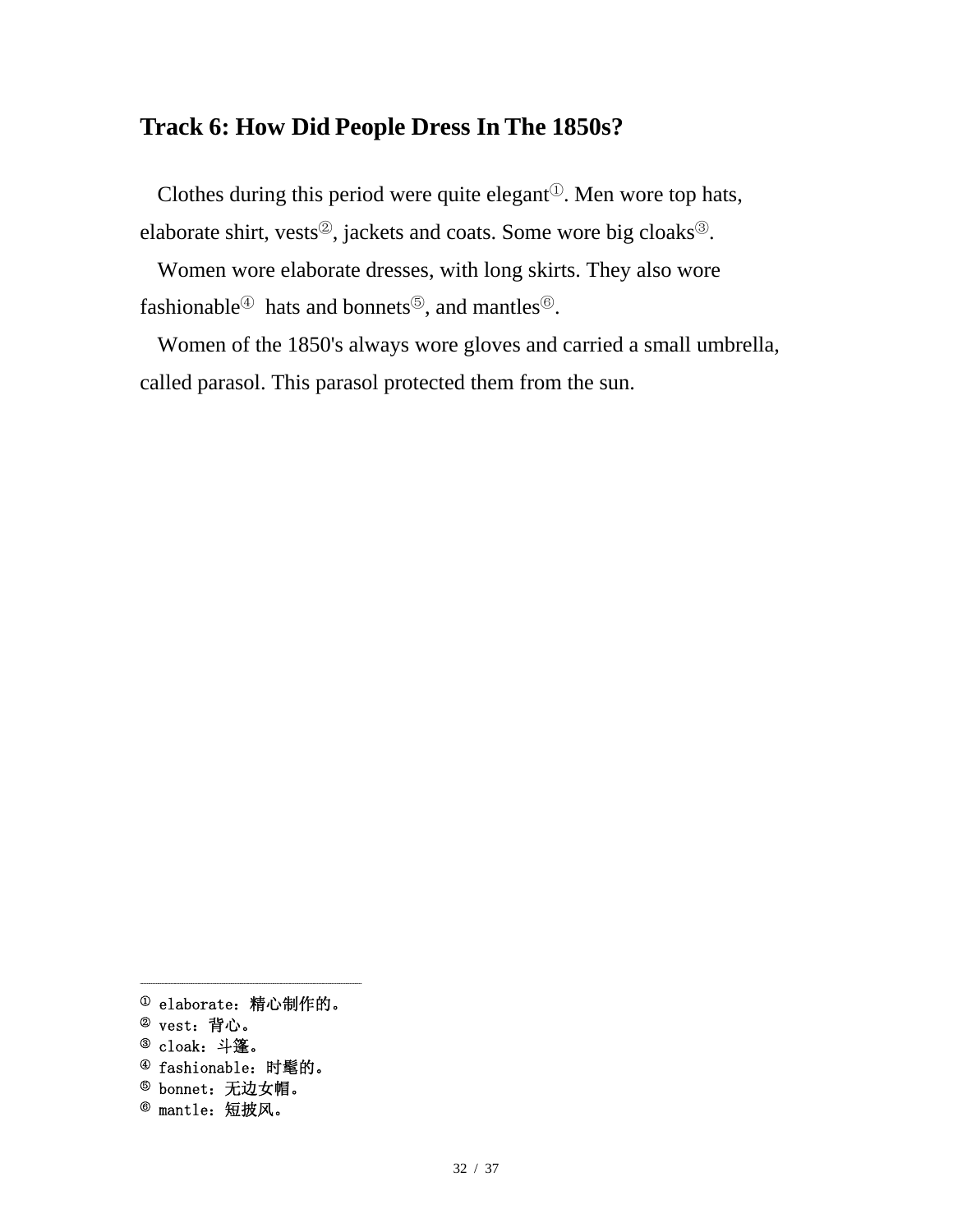## Track 6: How Did People Dress In The 1850s?

Clothes during this period were quite elegant[1]. Men wore top hats, elaborate shirt, vests[2], jackets and coats. Some wore big cloaks[3].

Women wore elaborate dresses, with long skirts. They also wore fashionable[4] hats and bonnets[5], and mantles[6].

Women of the 1850's always wore gloves and carried a small umbrella, called parasol. This parasol protected them from the sun.

---

[1] elaborate：精心制作的。
[2] vest：背心。
[3] cloak：斗篷。
[4] fashionable：时髦的。
[5] bonnet：无边女帽。
[6] mantle：短披风。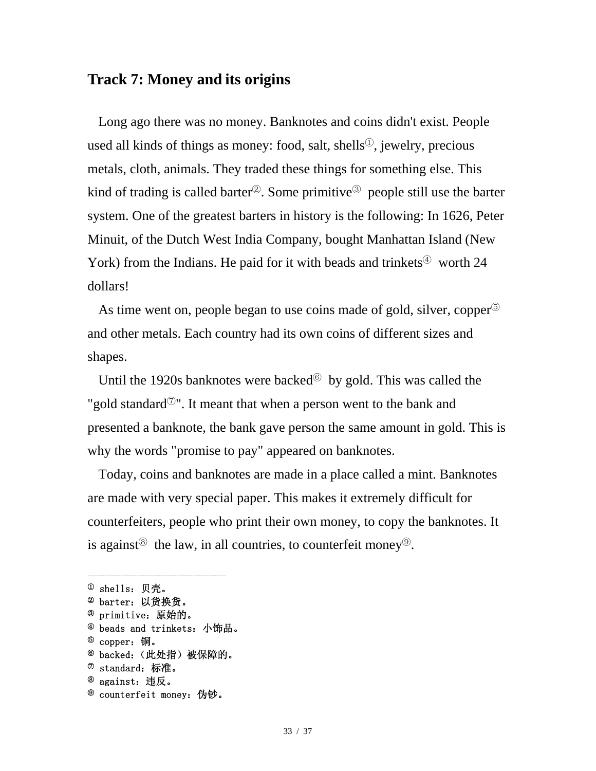## Track 7: Money and its origins

Long ago there was no money. Banknotes and coins didn't exist. People used all kinds of things as money: food, salt, shells[①], jewelry, precious metals, cloth, animals. They traded these things for something else. This kind of trading is called barter[②]. Some primitive[③] people still use the barter system. One of the greatest barters in history is the following: In 1626, Peter Minuit, of the Dutch West India Company, bought Manhattan Island (New York) from the Indians. He paid for it with beads and trinkets[④] worth 24 dollars!

As time went on, people began to use coins made of gold, silver, copper[⑤] and other metals. Each country had its own coins of different sizes and shapes.

Until the 1920s banknotes were backed[⑥] by gold. This was called the "gold standard[⑦]". It meant that when a person went to the bank and presented a banknote, the bank gave person the same amount in gold. This is why the words "promise to pay" appeared on banknotes.

Today, coins and banknotes are made in a place called a mint. Banknotes are made with very special paper. This makes it extremely difficult for counterfeiters, people who print their own money, to copy the banknotes. It is against[⑧] the law, in all countries, to counterfeit money[⑨].

---

① shells：贝壳。
② barter：以货换货。
③ primitive：原始的。
④ beads and trinkets：小饰品。
⑤ copper：铜。
⑥ backed：（此处指）被保障的。
⑦ standard：标准。
⑧ against：违反。
⑨ counterfeit money：伪钞。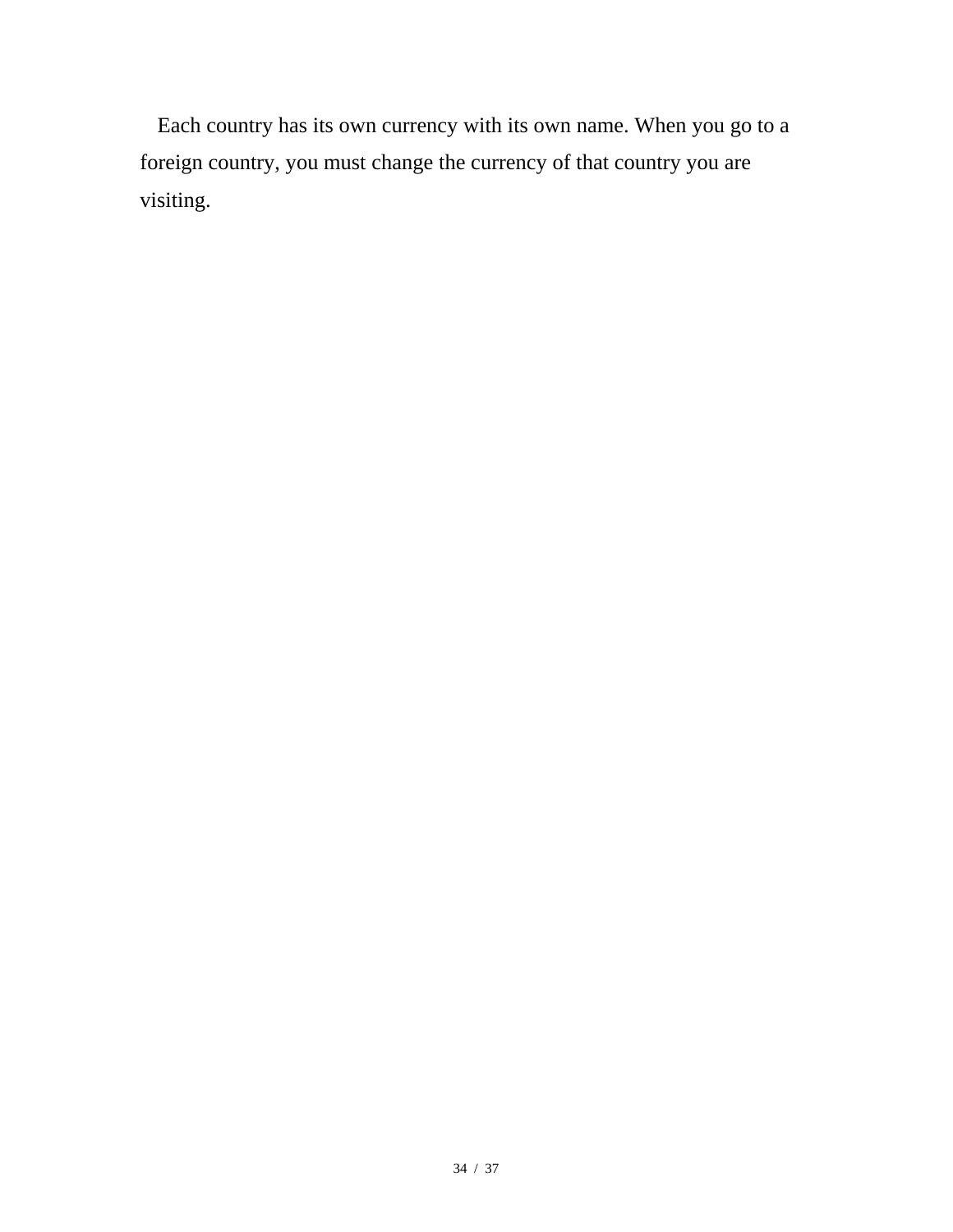Each country has its own currency with its own name. When you go to a foreign country, you must change the currency of that country you are visiting.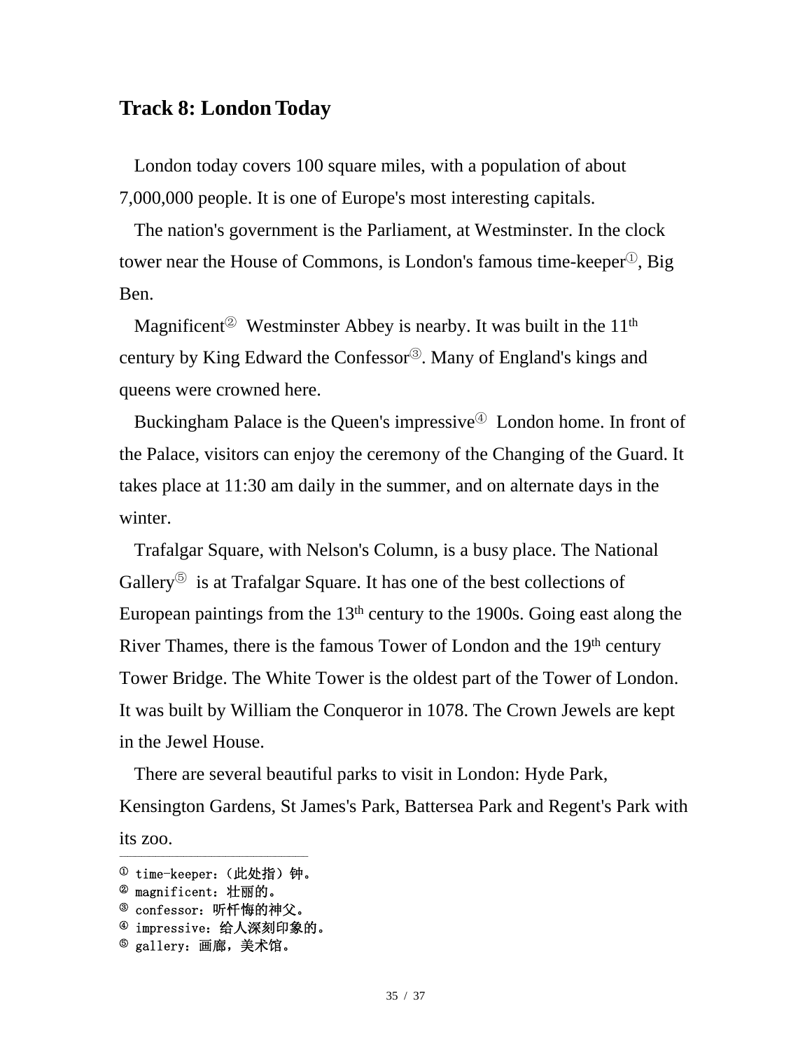## Track 8: London Today

London today covers 100 square miles, with a population of about 7,000,000 people. It is one of Europe's most interesting capitals.

The nation's government is the Parliament, at Westminster. In the clock tower near the House of Commons, is London's famous time-keeper[①], Big Ben.

Magnificent[②] Westminster Abbey is nearby. It was built in the 11th century by King Edward the Confessor[③]. Many of England's kings and queens were crowned here.

Buckingham Palace is the Queen's impressive[④] London home. In front of the Palace, visitors can enjoy the ceremony of the Changing of the Guard. It takes place at 11:30 am daily in the summer, and on alternate days in the winter.

Trafalgar Square, with Nelson's Column, is a busy place. The National Gallery[⑤] is at Trafalgar Square. It has one of the best collections of European paintings from the 13th century to the 1900s. Going east along the River Thames, there is the famous Tower of London and the 19th century Tower Bridge. The White Tower is the oldest part of the Tower of London. It was built by William the Conqueror in 1078. The Crown Jewels are kept in the Jewel House.

There are several beautiful parks to visit in London: Hyde Park, Kensington Gardens, St James's Park, Battersea Park and Regent's Park with its zoo.

---

① time-keeper：（此处指）钟。
② magnificent：壮丽的。
③ confessor：听忏悔的神父。
④ impressive：给人深刻印象的。
⑤ gallery：画廊，美术馆。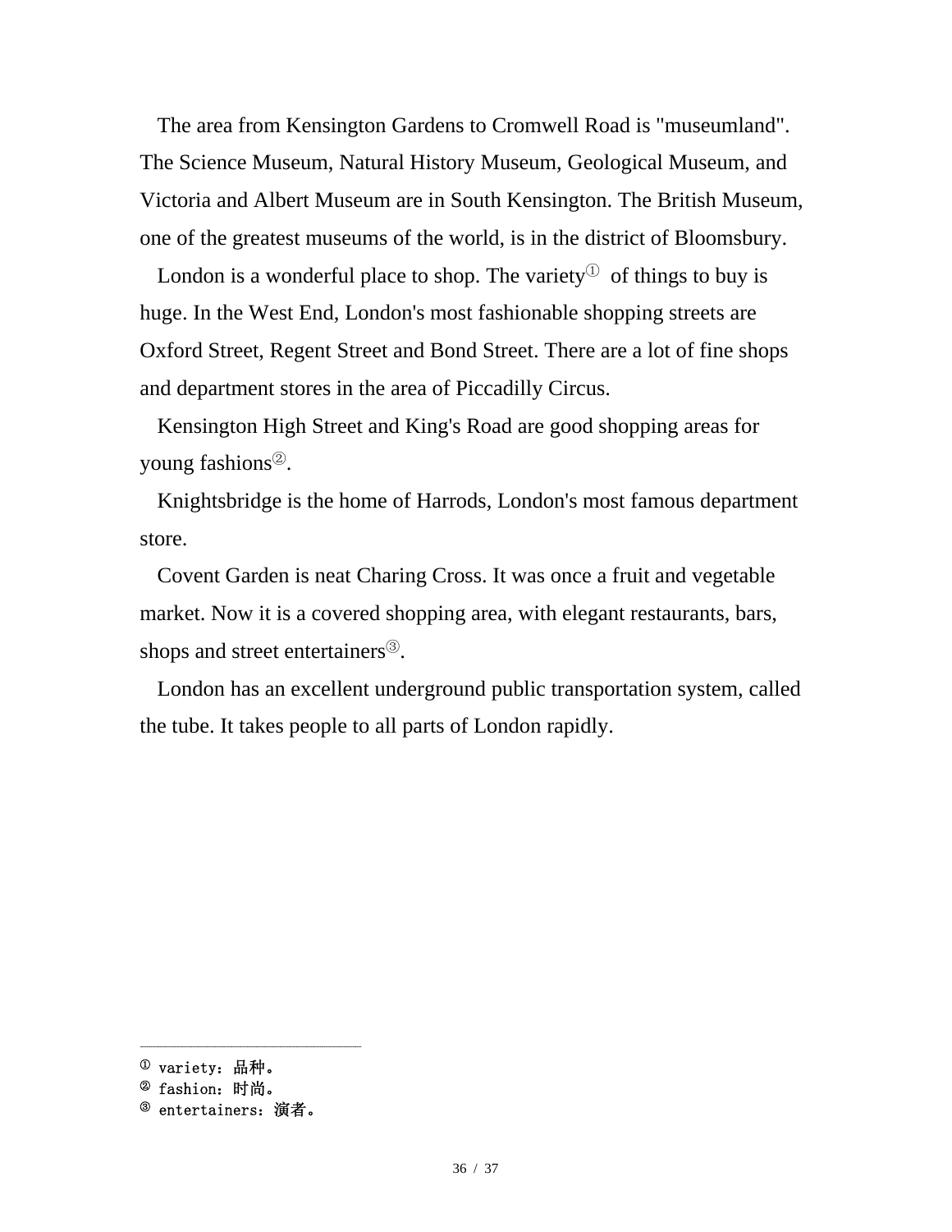The area from Kensington Gardens to Cromwell Road is "museumland". The Science Museum, Natural History Museum, Geological Museum, and Victoria and Albert Museum are in South Kensington. The British Museum, one of the greatest museums of the world, is in the district of Bloomsbury.

London is a wonderful place to shop. The variety[①] of things to buy is huge. In the West End, London's most fashionable shopping streets are Oxford Street, Regent Street and Bond Street. There are a lot of fine shops and department stores in the area of Piccadilly Circus.

Kensington High Street and King's Road are good shopping areas for young fashions[②].

Knightsbridge is the home of Harrods, London's most famous department store.

Covent Garden is neat Charing Cross. It was once a fruit and vegetable market. Now it is a covered shopping area, with elegant restaurants, bars, shops and street entertainers[③].

London has an excellent underground public transportation system, called the tube. It takes people to all parts of London rapidly.

---

① variety：品种。
② fashion：时尚。
③ entertainers：演者。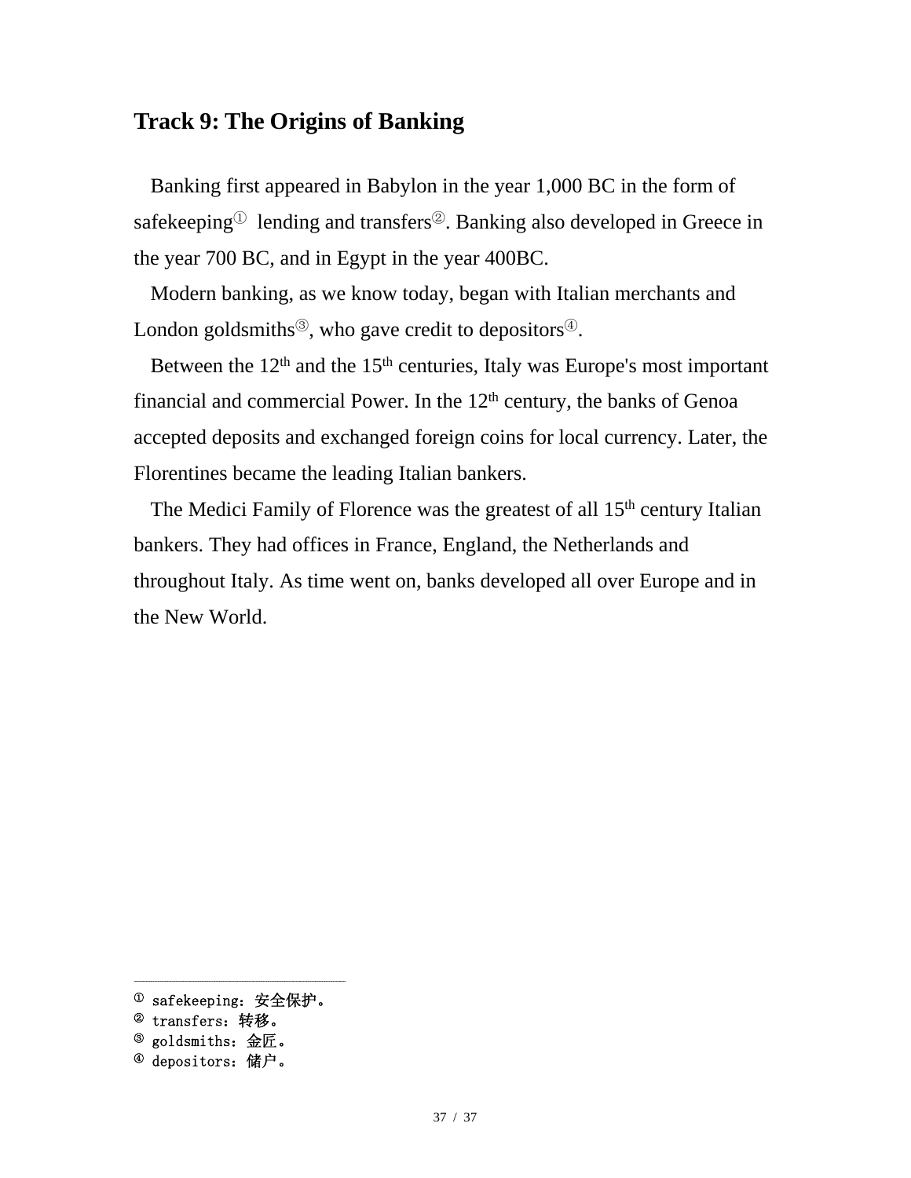## Track 9: The Origins of Banking

Banking first appeared in Babylon in the year 1,000 BC in the form of safekeeping[①] lending and transfers[②]. Banking also developed in Greece in the year 700 BC, and in Egypt in the year 400BC.

Modern banking, as we know today, began with Italian merchants and London goldsmiths[③], who gave credit to depositors[④].

Between the 12th and the 15th centuries, Italy was Europe's most important financial and commercial Power. In the 12th century, the banks of Genoa accepted deposits and exchanged foreign coins for local currency. Later, the Florentines became the leading Italian bankers.

The Medici Family of Florence was the greatest of all 15th century Italian bankers. They had offices in France, England, the Netherlands and throughout Italy. As time went on, banks developed all over Europe and in the New World.

---

① safekeeping：安全保护。

② transfers：转移。

③ goldsmiths：金匠。

④ depositors：储户。